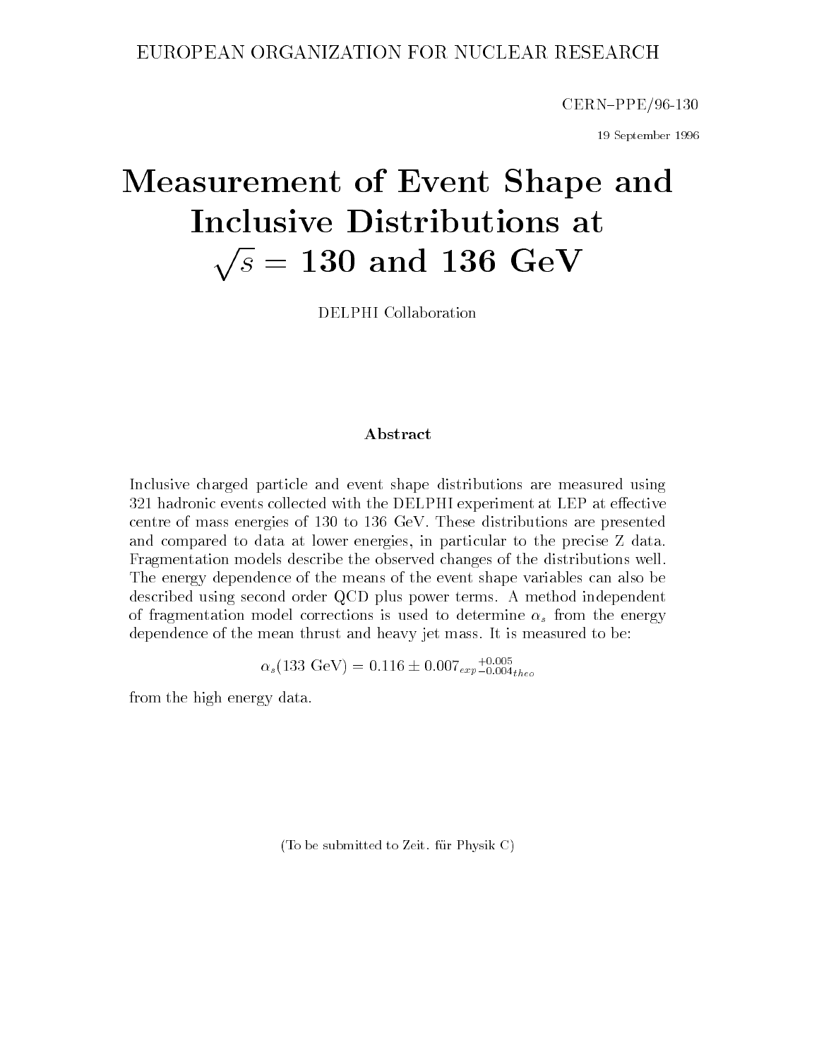EUROPEAN ORGANIZATION FOR NUCLEAR RESEARCH

CERN–PPE/96-130

19 September 1996

# Measurement of Event Shape and Inclusive Distributions at $\sqrt{s} = 130$ and 136 GeV

DELPHI Collaboration

## Abstract

Inclusive charged particle and event shape distributions are measured using 321 hadronic events collected with the DELPHI experiment at LEP at effective centre of mass energies of 130 to 136 GeV. These distributions are presented and compared to data at lower energies, in particular to the precise Z data. Fragmentation models describe the observed changes of the distributions well. The energy dependence of the means of the event shape variables can also be described using second order QCD plus power terms. A method independent of fragmentation model corrections is used to determine $\alpha_s$ from the energy dependence of the mean thrust and heavy jet mass. It is measured to be:

$$\alpha_s(133 \text{ GeV}) = 0.116 \pm 0.007_{exp}{}^{+0.005}_{-0.004}{}_{theo}$$

from the high energy data.

(To be submitted to Zeit. für Physik C)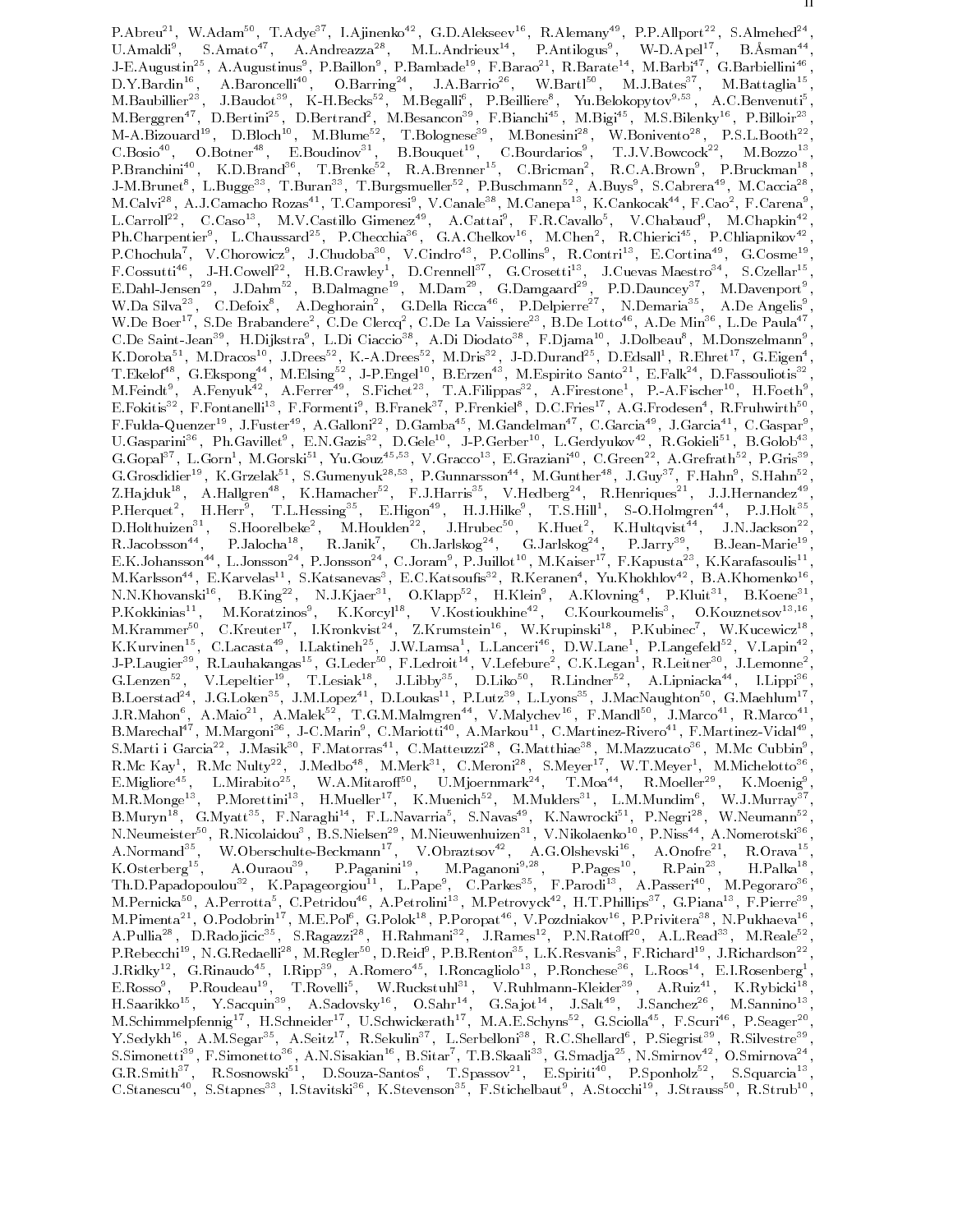P.Abreu[21], W.Adam[50], T.Adye[37], I.Ajinenko[42], G.D.Alekseev[16], R.Alemany[49], P.P.Allport[22], S.Almehed[24], U.Amaldi[9], S.Amato[47], A.Andreazza[28], M.L.Andrieux[14], P.Antilogus[9], W-D.Apel[17], B.Åsman[44], J-E.Augustin[25], A.Augustinus[9], P.Baillon[9], P.Bambade[19], F.Barao[21], R.Barate[14], M.Barbi[47], G.Barbiellini[46], D.Y.Bardin[16], A.Baroncelli[40], O.Barring[24], J.A.Barrio[26], W.Bartl[50], M.J.Bates[37], M.Battaglia[15], M.Baubillier[23], J.Baudot[39], K-H.Becks[52], M.Begalli[6], P.Beilliere[8], Yu.Belokopytov[9,53], A.C.Benvenuti[5], M.Berggren[47], D.Bertini[25], D.Bertrand[2], M.Besancon[39], F.Bianchi[45], M.Bigi[45], M.S.Bilenky[16], P.Billoir[23], M-A.Bizouard[19], D.Bloch[10], M.Blume[52], T.Bolognese[39], M.Bonesini[28], W.Bonivento[28], P.S.L.Booth[22], C.Bosio[40], O.Botner[48], E.Boudinov[31], B.Bouquet[19], C.Bourdarios[9], T.J.V.Bowcock[22], M.Bozzo[13], P.Branchini[40], K.D.Brand[36], T.Brenke[52], R.A.Brenner[15], C.Bricman[2], R.C.A.Brown[9], P.Bruckman[18], J-M.Brunet[8], L.Bugge[33], T.Buran[33], T.Burgsmueller[52], P.Buschmann[52], A.Buys[9], S.Cabrera[49], M.Caccia[28], M.Calvi[28], A.J.Camacho Rozas[41], T.Camporesi[9], V.Canale[38], M.Canepa[13], K.Cankocak[44], F.Cao[2], F.Carena[9], L.Carroll[22], C.Caso[13], M.V.Castillo Gimenez[49], A.Cattai[9], F.R.Cavallo[5], V.Chabaud[9], M.Chapkin[42], Ph.Charpentier[9], L.Chaussard[25], P.Checchia[36], G.A.Chelkov[16], M.Chen[2], R.Chierici[45], P.Chliapnikov[42], P.Chochula[7], V.Chorowicz[9], J.Chudoba[30], V.Cindro[43], P.Collins[9], R.Contri[13], E.Cortina[49], G.Cosme[19], F.Cossutti[46], J-H.Cowell[22], H.B.Crawley[1], D.Crennell[37], G.Crosetti[13], J.Cuevas Maestro[34], S.Czellar[15], E.Dahl-Jensen[29], J.Dahm[52], B.Dalmagne[19], M.Dam[29], G.Damgaard[29], P.D.Dauncey[37], M.Davenport[9], W.Da Silva[23], C.Defoix[8], A.Deghorain[2], G.Della Ricca[46], P.Delpierre[27], N.Demaria[35], A.De Angelis[9], W.De Boer[17], S.De Brabandere[2], C.De Clercq[2], C.De La Vaissiere[23], B.De Lotto[46], A.De Min[36], L.De Paula[47], C.De Saint-Jean[39], H.Dijkstra[9], L.Di Ciaccio[38], A.Di Diodato[38], F.Djama[10], J.Dolbeau[8], M.Donszelmann[9], K.Doroba[51], M.Dracos[10], J.Drees[52], K.-A.Drees[52], M.Dris[32], J-D.Durand[25], D.Edsall[1], R.Ehret[17], G.Eigen[4], T.Ekelof[48], G.Ekspong[44], M.Elsing[52], J-P.Engel[10], B.Erzen[43], M.Espirito Santo[21], E.Falk[24], D.Fassouliotis[32], M.Feindt[9], A.Fenyuk[42], A.Ferrer[49], S.Fichet[23], T.A.Filippas[32], A.Firestone[1], P.-A.Fischer[10], H.Foeth[9], E.Fokitis[32], F.Fontanelli[13], F.Formenti[9], B.Franek[37], P.Frenkiel[8], D.C.Fries[17], A.G.Frodesen[4], R.Fruhwirth[50], F.Fulda-Quenzer[19], J.Fuster[49], A.Galloni[22], D.Gamba[45], M.Gandelman[47], C.Garcia[49], J.Garcia[41], C.Gaspar[9], U.Gasparini[36], Ph.Gavillet[9], E.N.Gazis[32], D.Gele[10], J-P.Gerber[10], L.Gerdyukov[42], R.Gokieli[51], B.Golob[43], G.Gopal[37], L.Gorn[1], M.Gorski[51], Yu.Gouz[45,53], V.Gracco[13], E.Graziani[40], C.Green[22], A.Grefrath[52], P.Gris[39], G.Grosdidier[19], K.Grzelak[51], S.Gumenyuk[28,53], P.Gunnarsson[44], M.Gunther[48], J.Guy[37], F.Hahn[9], S.Hahn[52], Z.Hajduk[18], A.Hallgren[48], K.Hamacher[52], F.J.Harris[35], V.Hedberg[24], R.Henriques[21], J.J.Hernandez[49], P.Herquet[2], H.Herr[9], T.L.Hessing[35], E.Higon[49], H.J.Hilke[9], T.S.Hill[1], S-O.Holmgren[44], P.J.Holt[35], D.Holthuizen[31], S.Hoorelbeke[2], M.Houlden[22], J.Hrubec[50], K.Huet[2], K.Hultqvist[44], J.N.Jackson[22], R.Jacobsson[44], P.Jalocha[18], R.Janik[7], Ch.Jarlskog[24], G.Jarlskog[24], P.Jarry[39], B.Jean-Marie[19], E.K.Johansson[44], L.Jonsson[24], P.Jonsson[24], C.Joram[9], P.Juillot[10], M.Kaiser[17], F.Kapusta[23], K.Karafasoulis[11], M.Karlsson[44], E.Karvelas[11], S.Katsanevas[3], E.C.Katsoufis[32], R.Keranen[4], Yu.Khokhlov[42], B.A.Khomenko[16], N.N.Khovanski[16], B.King[22], N.J.Kjaer[31], O.Klapp[52], H.Klein[9], A.Klovning[4], P.Kluit[31], B.Koene[31], P.Kokkinias[11], M.Koratzinos[9], K.Korcyl[18], V.Kostioukhine[42], C.Kourkoumelis[3], O.Kouznetsov[13,16], M.Krammer[50], C.Kreuter[17], I.Kronkvist[24], Z.Krumstein[16], W.Krupinski[18], P.Kubinec[7], W.Kucewicz[18], K.Kurvinen[15], C.Lacasta[49], I.Laktineh[25], J.W.Lamsa[1], L.Lanceri[46], D.W.Lane[1], P.Langefeld[52], V.Lapin[42], J-P.Laugier[39], R.Lauhakangas[15], G.Leder[50], F.Ledroit[14], V.Lefebure[2], C.K.Legan[1], R.Leitner[30], J.Lemonne[2], G.Lenzen[52], V.Lepeltier[19], T.Lesiak[18], J.Libby[35], D.Liko[50], R.Lindner[52], A.Lipniacka[44], I.Lippi[36], B.Loerstad[24], J.G.Loken[35], J.M.Lopez[41], D.Loukas[11], P.Lutz[39], L.Lyons[35], J.MacNaughton[50], G.Maehlum[17], J.R.Mahon[6], A.Maio[21], A.Malek[52], T.G.M.Malmgren[44], V.Malychev[16], F.Mandl[50], J.Marco[41], R.Marco[41], B.Marechal[47], M.Margoni[36], J-C.Marin[9], C.Mariotti[40], A.Markou[11], C.Martinez-Rivero[41], F.Martinez-Vidal[49], S.Marti i Garcia[22], J.Masik[30], F.Matorras[41], C.Matteuzzi[28], G.Matthiae[38], M.Mazzucato[36], M.Mc Cubbin[9], R.Mc Kay[1], R.Mc Nulty[22], J.Medbo[48], M.Merk[31], C.Meroni[28], S.Meyer[17], W.T.Meyer[1], M.Michelotto[36], E.Migliore[45], L.Mirabito[25], W.A.Mitaroff[50], U.Mjoernmark[24], T.Moa[44], R.Moeller[29], K.Moenig[9], M.R.Monge[13], P.Morettini[13], H.Mueller[17], K.Muenich[52], M.Mulders[31], L.M.Mundim[6], W.J.Murray[37], B.Muryn[18], G.Myatt[35], F.Naraghi[14], F.L.Navarria[5], S.Navas[49], K.Nawrocki[51], P.Negri[28], W.Neumann[52], N.Neumeister[50], R.Nicolaidou[3], B.S.Nielsen[29], M.Nieuwenhuizen[31], V.Nikolaenko[10], P.Niss[44], A.Nomerotski[36], A.Normand[35], W.Oberschulte-Beckmann[17], V.Obraztsov[42], A.G.Olshevski[16], A.Onofre[21], R.Orava[15], K.Osterberg[15], A.Ouraou[39], P.Paganini[19], M.Paganoni[9,28], P.Pages[10], R.Pain[23], H.Palka[18], Th.D.Papadopoulou[32], K.Papageorgiou[11], L.Pape[9], C.Parkes[35], F.Parodi[13], A.Passeri[40], M.Pegoraro[36], M.Pernicka[50], A.Perrotta[5], C.Petridou[46], A.Petrolini[13], M.Petrovyck[42], H.T.Phillips[37], G.Piana[13], F.Pierre[39], M.Pimenta[21], O.Podobrin[17], M.E.Pol[6], G.Polok[18], P.Poropat[46], V.Pozdniakov[16], P.Privitera[38], N.Pukhaeva[16], A.Pullia[28], D.Radojicic[35], S.Ragazzi[28], H.Rahmani[32], J.Rames[12], P.N.Ratoff[20], A.L.Read[33], M.Reale[52], P.Rebecchi[19], N.G.Redaelli[28], M.Regler[50], D.Reid[9], P.B.Renton[35], L.K.Resvanis[3], F.Richard[19], J.Richardson[22], J.Ridky[12], G.Rinaudo[45], I.Ripp[39], A.Romero[45], I.Roncagliolo[13], P.Ronchese[36], L.Roos[14], E.I.Rosenberg[1], E.Rosso[9], P.Roudeau[19], T.Rovelli[5], W.Ruckstuhl[31], V.Ruhlmann-Kleider[39], A.Ruiz[41], K.Rybicki[18], H.Saarikko[15], Y.Sacquin[39], A.Sadovsky[16], O.Sahr[14], G.Sajot[14], J.Salt[49], J.Sanchez[26], M.Sannino[13], M.Schimmelpfennig[17], H.Schneider[17], U.Schwickerath[17], M.A.E.Schyns[52], G.Sciolla[45], F.Scuri[46], P.Seager[20], Y.Sedykh[16], A.M.Segar[35], A.Seitz[17], R.Sekulin[37], L.Serbelloni[38], R.C.Shellard[6], P.Siegrist[39], R.Silvestre[39], S.Simonetti[39], F.Simonetto[36], A.N.Sisakian[16], B.Sitar[7], T.B.Skaali[33], G.Smadja[25], N.Smirnov[42], O.Smirnova[24], G.R.Smith[37], R.Sosnowski[51], D.Souza-Santos[6], T.Spassov[21], E.Spiriti[40], P.Sponholz[52], S.Squarcia[13], C.Stanescu[40], S.Stapnes[33], I.Stavitski[36], K.Stevenson[35], F.Stichelbaut[9], A.Stocchi[19], J.Strauss[50], R.Strub[10],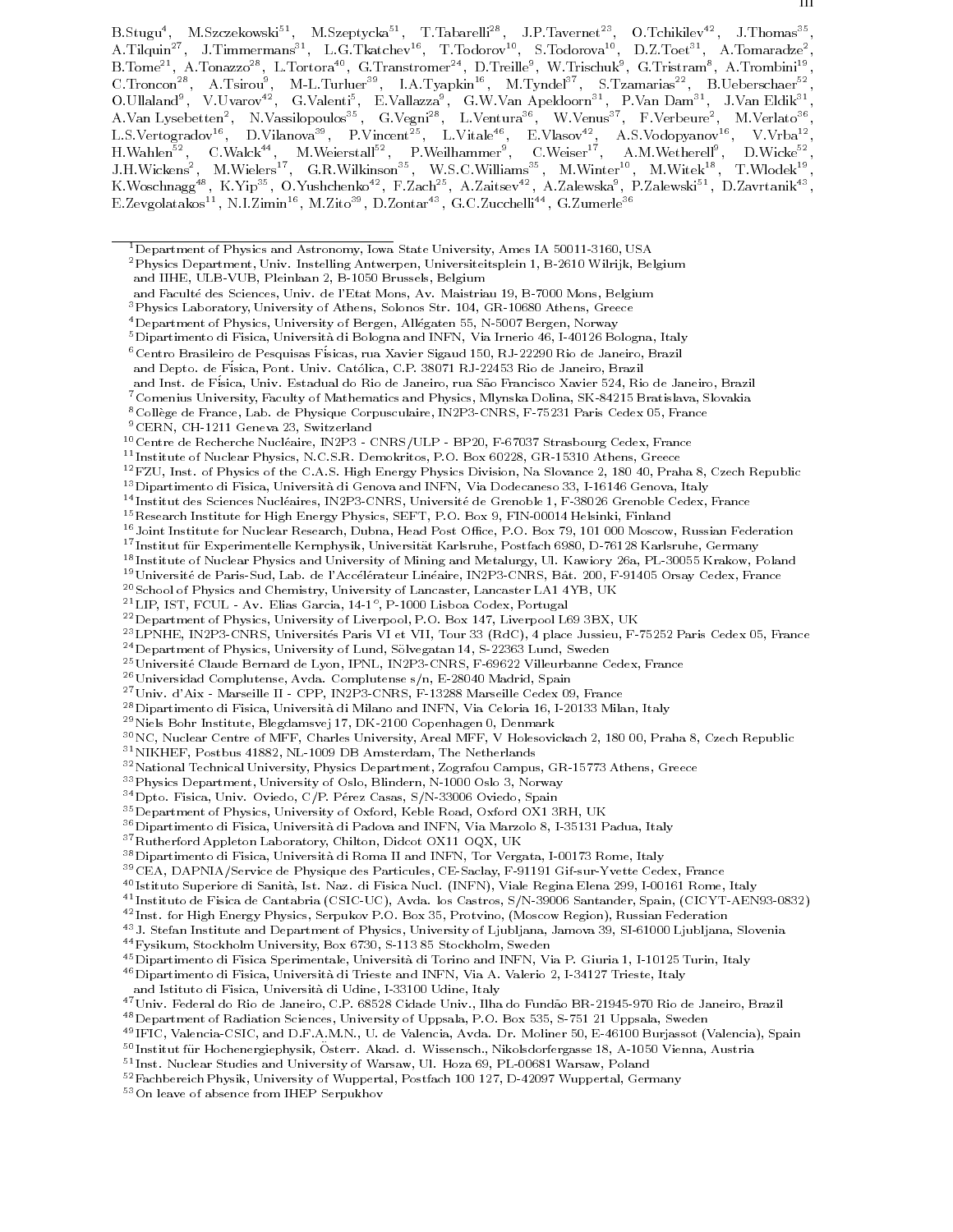B.Stugu[4], M.Szczekowski[51], M.Szeptycka[51], T.Tabarelli[28], J.P.Tavernet[23], O.Tchikilev[42], J.Thomas[35], A.Tilquin[27], J.Timmermans[31], L.G.Tkatchev[16], T.Todorov[10], S.Todorova[10], D.Z.Toet[31], A.Tomaradze[2], B.Tome[21], A.Tonazzo[28], L.Tortora[40], G.Transtromer[24], D.Treille[9], W.Trischuk[9], G.Tristram[8], A.Trombini[19], C.Troncon[28], A.Tsirou[9], M-L.Turluer[39], I.A.Tyapkin[16], M.Tyndel[37], S.Tzamarias[22], B.Ueberschaer[52], O.Ullaland[9], V.Uvarov[42], G.Valenti[5], E.Vallazza[9], G.W.Van Apeldoorn[31], P.Van Dam[31], J.Van Eldik[31], A.Van Lysebetten[2], N.Vassilopoulos[35], G.Vegni[28], L.Ventura[36], W.Venus[37], F.Verbeure[2], M.Verlato[36], L.S.Vertogradov[16], D.Vilanova[39], P.Vincent[25], L.Vitale[46], E.Vlasov[42], A.S.Vodopyanov[16], V.Vrba[12], H.Wahlen[52], C.Walck[44], M.Weierstall[52], P.Weilhammer[9], C.Weiser[17], A.M.Wetherell[9], D.Wicke[52], J.H.Wickens[2], M.Wielers[17], G.R.Wilkinson[35], W.S.C.Williams[35], M.Winter[10], M.Witek[18], T.Wlodek[19], K.Woschnagg[48], K.Yip[35], O.Yushchenko[42], F.Zach[25], A.Zaitsev[42], A.Zalewska[9], P.Zalewski[51], D.Zavrtanik[43], E.Zevgolatakos[11], N.I.Zimin[16], M.Zito[39], D.Zontar[43], G.C.Zucchelli[44], G.Zumerle[36]

---

[1] Department of Physics and Astronomy, Iowa State University, Ames IA 50011-3160, USA
[2] Physics Department, Univ. Instelling Antwerpen, Universiteitsplein 1, B-2610 Wilrijk, Belgium
and IIHE, ULB-VUB, Pleinlaan 2, B-1050 Brussels, Belgium
and Faculté des Sciences, Univ. de l'Etat Mons, Av. Maistriau 19, B-7000 Mons, Belgium
[3] Physics Laboratory, University of Athens, Solonos Str. 104, GR-10680 Athens, Greece
[4] Department of Physics, University of Bergen, Allégaten 55, N-5007 Bergen, Norway
[5] Dipartimento di Fisica, Università di Bologna and INFN, Via Irnerio 46, I-40126 Bologna, Italy
[6] Centro Brasileiro de Pesquisas Físicas, rua Xavier Sigaud 150, RJ-22290 Rio de Janeiro, Brazil
and Depto. de Física, Pont. Univ. Católica, C.P. 38071 RJ-22453 Rio de Janeiro, Brazil
and Inst. de Física, Univ. Estadual do Rio de Janeiro, rua São Francisco Xavier 524, Rio de Janeiro, Brazil
[7] Comenius University, Faculty of Mathematics and Physics, Mlynska Dolina, SK-84215 Bratislava, Slovakia
[8] Collège de France, Lab. de Physique Corpusculaire, IN2P3-CNRS, F-75231 Paris Cedex 05, France
[9] CERN, CH-1211 Geneva 23, Switzerland
[10] Centre de Recherche Nucléaire, IN2P3 - CNRS/ULP - BP20, F-67037 Strasbourg Cedex, France
[11] Institute of Nuclear Physics, N.C.S.R. Demokritos, P.O. Box 60228, GR-15310 Athens, Greece
[12] FZU, Inst. of Physics of the C.A.S. High Energy Physics Division, Na Slovance 2, 180 40, Praha 8, Czech Republic
[13] Dipartimento di Fisica, Università di Genova and INFN, Via Dodecaneso 33, I-16146 Genova, Italy
[14] Institut des Sciences Nucléaires, IN2P3-CNRS, Université de Grenoble 1, F-38026 Grenoble Cedex, France
[15] Research Institute for High Energy Physics, SEFT, P.O. Box 9, FIN-00014 Helsinki, Finland
[16] Joint Institute for Nuclear Research, Dubna, Head Post Office, P.O. Box 79, 101 000 Moscow, Russian Federation
[17] Institut für Experimentelle Kernphysik, Universität Karlsruhe, Postfach 6980, D-76128 Karlsruhe, Germany
[18] Institute of Nuclear Physics and University of Mining and Metalurgy, Ul. Kawiory 26a, PL-30055 Krakow, Poland
[19] Université de Paris-Sud, Lab. de l'Accélérateur Linéaire, IN2P3-CNRS, Bât. 200, F-91405 Orsay Cedex, France
[20] School of Physics and Chemistry, University of Lancaster, Lancaster LA1 4YB, UK
[21] LIP, IST, FCUL - Av. Elias Garcia, 14-1°, P-1000 Lisboa Codex, Portugal
[22] Department of Physics, University of Liverpool, P.O. Box 147, Liverpool L69 3BX, UK
[23] LPNHE, IN2P3-CNRS, Universités Paris VI et VII, Tour 33 (RdC), 4 place Jussieu, F-75252 Paris Cedex 05, France
[24] Department of Physics, University of Lund, Sölvegatan 14, S-22363 Lund, Sweden
[25] Université Claude Bernard de Lyon, IPNL, IN2P3-CNRS, F-69622 Villeurbanne Cedex, France
[26] Universidad Complutense, Avda. Complutense s/n, E-28040 Madrid, Spain
[27] Univ. d'Aix - Marseille II - CPP, IN2P3-CNRS, F-13288 Marseille Cedex 09, France
[28] Dipartimento di Fisica, Università di Milano and INFN, Via Celoria 16, I-20133 Milan, Italy
[29] Niels Bohr Institute, Blegdamsvej 17, DK-2100 Copenhagen 0, Denmark
[30] NC, Nuclear Centre of MFF, Charles University, Areal MFF, V Holesovickach 2, 180 00, Praha 8, Czech Republic
[31] NIKHEF, Postbus 41882, NL-1009 DB Amsterdam, The Netherlands
[32] National Technical University, Physics Department, Zografou Campus, GR-15773 Athens, Greece
[33] Physics Department, University of Oslo, Blindern, N-1000 Oslo 3, Norway
[34] Dpto. Fisica, Univ. Oviedo, C/P. Pérez Casas, S/N-33006 Oviedo, Spain
[35] Department of Physics, University of Oxford, Keble Road, Oxford OX1 3RH, UK
[36] Dipartimento di Fisica, Università di Padova and INFN, Via Marzolo 8, I-35131 Padua, Italy
[37] Rutherford Appleton Laboratory, Chilton, Didcot OX11 OQX, UK
[38] Dipartimento di Fisica, Università di Roma II and INFN, Tor Vergata, I-00173 Rome, Italy
[39] CEA, DAPNIA/Service de Physique des Particules, CE-Saclay, F-91191 Gif-sur-Yvette Cedex, France
[40] Istituto Superiore di Sanità, Ist. Naz. di Fisica Nucl. (INFN), Viale Regina Elena 299, I-00161 Rome, Italy
[41] Instituto de Fisica de Cantabria (CSIC-UC), Avda. los Castros, S/N-39006 Santander, Spain, (CICYT-AEN93-0832)
[42] Inst. for High Energy Physics, Serpukov P.O. Box 35, Protvino, (Moscow Region), Russian Federation
[43] J. Stefan Institute and Department of Physics, University of Ljubljana, Jamova 39, SI-61000 Ljubljana, Slovenia
[44] Fysikum, Stockholm University, Box 6730, S-113 85 Stockholm, Sweden
[45] Dipartimento di Fisica Sperimentale, Università di Torino and INFN, Via P. Giuria 1, I-10125 Turin, Italy
[46] Dipartimento di Fisica, Università di Trieste and INFN, Via A. Valerio 2, I-34127 Trieste, Italy
and Istituto di Fisica, Università di Udine, I-33100 Udine, Italy
[47] Univ. Federal do Rio de Janeiro, C.P. 68528 Cidade Univ., Ilha do Fundão BR-21945-970 Rio de Janeiro, Brazil
[48] Department of Radiation Sciences, University of Uppsala, P.O. Box 535, S-751 21 Uppsala, Sweden
[49] IFIC, Valencia-CSIC, and D.F.A.M.N., U. de Valencia, Avda. Dr. Moliner 50, E-46100 Burjassot (Valencia), Spain
[50] Institut für Hochenergiephysik, Österr. Akad. d. Wissensch., Nikolsdorfergasse 18, A-1050 Vienna, Austria
[51] Inst. Nuclear Studies and University of Warsaw, Ul. Hoza 69, PL-00681 Warsaw, Poland
[52] Fachbereich Physik, University of Wuppertal, Postfach 100 127, D-42097 Wuppertal, Germany
[53] On leave of absence from IHEP Serpukhov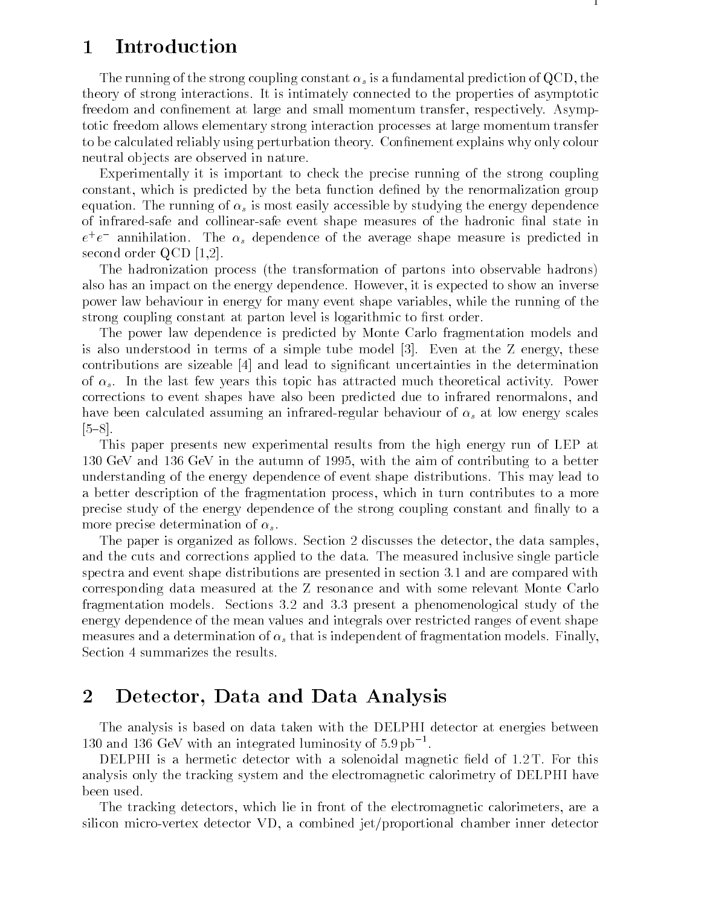# 1 Introduction

The running of the strong coupling constant $\alpha_s$ is a fundamental prediction of QCD, the theory of strong interactions. It is intimately connected to the properties of asymptotic freedom and confinement at large and small momentum transfer, respectively. Asymptotic freedom allows elementary strong interaction processes at large momentum transfer to be calculated reliably using perturbation theory. Confinement explains why only colour neutral objects are observed in nature.

Experimentally it is important to check the precise running of the strong coupling constant, which is predicted by the beta function defined by the renormalization group equation. The running of $\alpha_s$ is most easily accessible by studying the energy dependence of infrared-safe and collinear-safe event shape measures of the hadronic final state in $e^+e^-$ annihilation. The $\alpha_s$ dependence of the average shape measure is predicted in second order QCD [1,2].

The hadronization process (the transformation of partons into observable hadrons) also has an impact on the energy dependence. However, it is expected to show an inverse power law behaviour in energy for many event shape variables, while the running of the strong coupling constant at parton level is logarithmic to first order.

The power law dependence is predicted by Monte Carlo fragmentation models and is also understood in terms of a simple tube model [3]. Even at the Z energy, these contributions are sizeable [4] and lead to significant uncertainties in the determination of $\alpha_s$. In the last few years this topic has attracted much theoretical activity. Power corrections to event shapes have also been predicted due to infrared renormalons, and have been calculated assuming an infrared-regular behaviour of $\alpha_s$ at low energy scales [5–8].

This paper presents new experimental results from the high energy run of LEP at 130 GeV and 136 GeV in the autumn of 1995, with the aim of contributing to a better understanding of the energy dependence of event shape distributions. This may lead to a better description of the fragmentation process, which in turn contributes to a more precise study of the energy dependence of the strong coupling constant and finally to a more precise determination of $\alpha_s$.

The paper is organized as follows. Section 2 discusses the detector, the data samples, and the cuts and corrections applied to the data. The measured inclusive single particle spectra and event shape distributions are presented in section 3.1 and are compared with corresponding data measured at the Z resonance and with some relevant Monte Carlo fragmentation models. Sections 3.2 and 3.3 present a phenomenological study of the energy dependence of the mean values and integrals over restricted ranges of event shape measures and a determination of $\alpha_s$ that is independent of fragmentation models. Finally, Section 4 summarizes the results.

# 2 Detector, Data and Data Analysis

The analysis is based on data taken with the DELPHI detector at energies between 130 and 136 GeV with an integrated luminosity of $5.9\,\mathrm{pb}^{-1}$.

DELPHI is a hermetic detector with a solenoidal magnetic field of 1.2 T. For this analysis only the tracking system and the electromagnetic calorimetry of DELPHI have been used.

The tracking detectors, which lie in front of the electromagnetic calorimeters, are a silicon micro-vertex detector VD, a combined jet/proportional chamber inner detector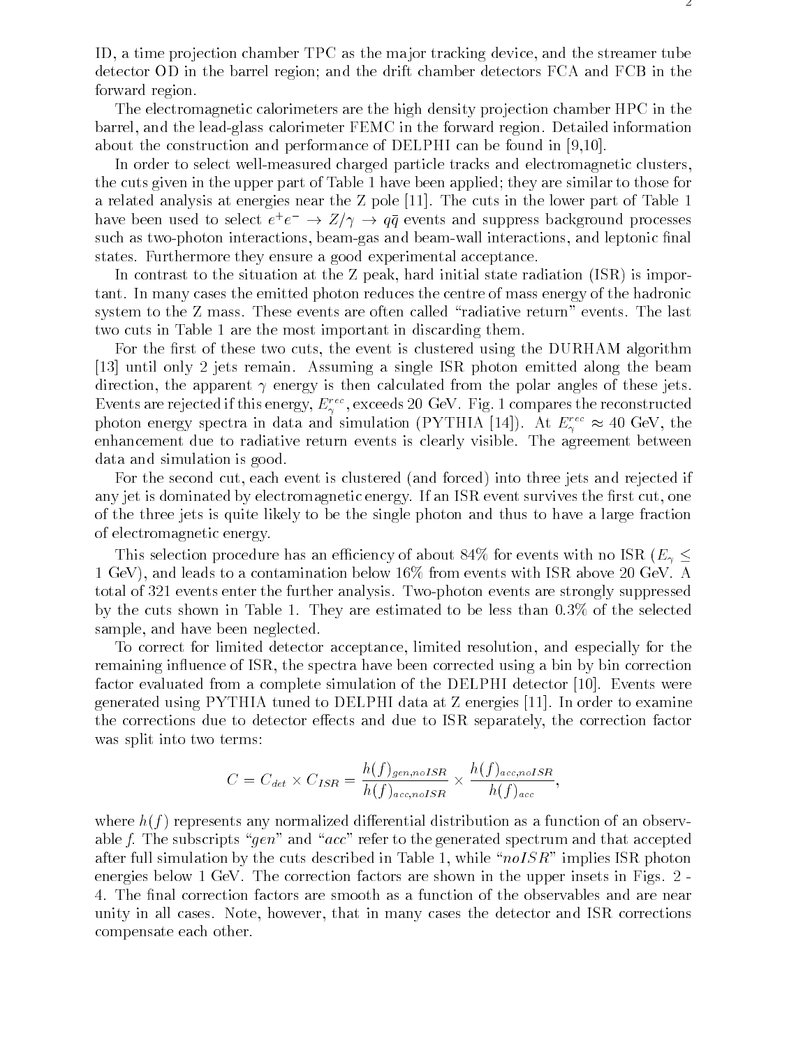ID, a time projection chamber TPC as the major tracking device, and the streamer tube detector OD in the barrel region; and the drift chamber detectors FCA and FCB in the forward region.

The electromagnetic calorimeters are the high density projection chamber HPC in the barrel, and the lead-glass calorimeter FEMC in the forward region. Detailed information about the construction and performance of DELPHI can be found in [9,10].

In order to select well-measured charged particle tracks and electromagnetic clusters, the cuts given in the upper part of Table 1 have been applied; they are similar to those for a related analysis at energies near the Z pole [11]. The cuts in the lower part of Table 1 have been used to select $e^+e^- \to Z/\gamma \to q\bar{q}$ events and suppress background processes such as two-photon interactions, beam-gas and beam-wall interactions, and leptonic final states. Furthermore they ensure a good experimental acceptance.

In contrast to the situation at the Z peak, hard initial state radiation (ISR) is important. In many cases the emitted photon reduces the centre of mass energy of the hadronic system to the Z mass. These events are often called "radiative return" events. The last two cuts in Table 1 are the most important in discarding them.

For the first of these two cuts, the event is clustered using the DURHAM algorithm [13] until only 2 jets remain. Assuming a single ISR photon emitted along the beam direction, the apparent $\gamma$ energy is then calculated from the polar angles of these jets. Events are rejected if this energy, $E_\gamma^{rec}$, exceeds 20 GeV. Fig. 1 compares the reconstructed photon energy spectra in data and simulation (PYTHIA [14]). At $E_\gamma^{rec} \approx 40$ GeV, the enhancement due to radiative return events is clearly visible. The agreement between data and simulation is good.

For the second cut, each event is clustered (and forced) into three jets and rejected if any jet is dominated by electromagnetic energy. If an ISR event survives the first cut, one of the three jets is quite likely to be the single photon and thus to have a large fraction of electromagnetic energy.

This selection procedure has an efficiency of about 84% for events with no ISR ($E_\gamma \leq$ 1 GeV), and leads to a contamination below 16% from events with ISR above 20 GeV. A total of 321 events enter the further analysis. Two-photon events are strongly suppressed by the cuts shown in Table 1. They are estimated to be less than 0.3% of the selected sample, and have been neglected.

To correct for limited detector acceptance, limited resolution, and especially for the remaining influence of ISR, the spectra have been corrected using a bin by bin correction factor evaluated from a complete simulation of the DELPHI detector [10]. Events were generated using PYTHIA tuned to DELPHI data at Z energies [11]. In order to examine the corrections due to detector effects and due to ISR separately, the correction factor was split into two terms:

$$C = C_{det} \times C_{ISR} = \frac{h(f)_{gen,noISR}}{h(f)_{acc,noISR}} \times \frac{h(f)_{acc,noISR}}{h(f)_{acc}},$$

where $h(f)$ represents any normalized differential distribution as a function of an observable $f$. The subscripts "$gen$" and "$acc$" refer to the generated spectrum and that accepted after full simulation by the cuts described in Table 1, while "$noISR$" implies ISR photon energies below 1 GeV. The correction factors are shown in the upper insets in Figs. 2 - 4. The final correction factors are smooth as a function of the observables and are near unity in all cases. Note, however, that in many cases the detector and ISR corrections compensate each other.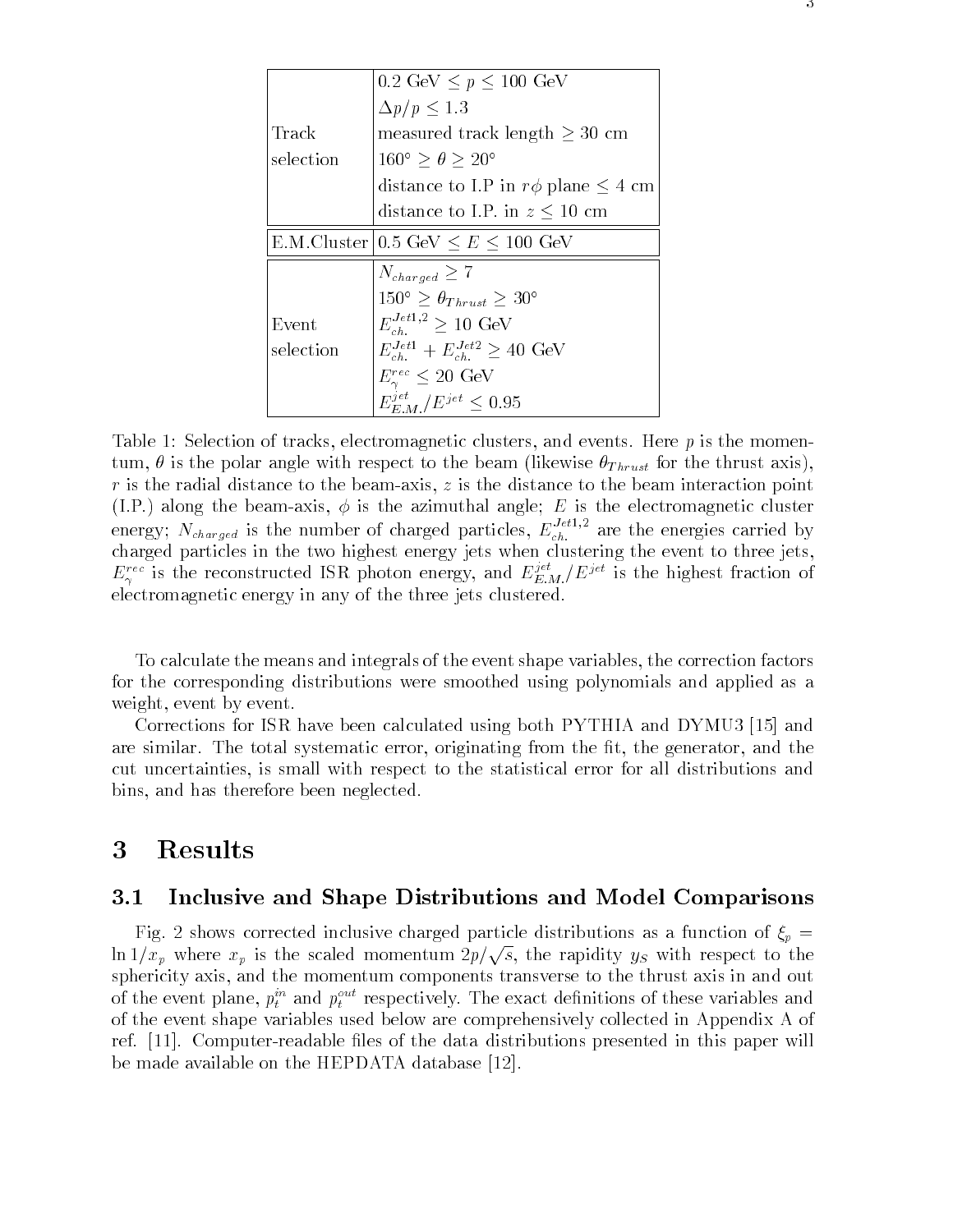| | |
|---|---|
| Track selection | $0.2$ GeV $\leq p \leq 100$ GeV |
| | $\Delta p/p \leq 1.3$ |
| | measured track length $\geq 30$ cm |
| | $160° \geq \theta \geq 20°$ |
| | distance to I.P in $r\phi$ plane $\leq 4$ cm |
| | distance to I.P. in $z \leq 10$ cm |
| E.M.Cluster | $0.5$ GeV $\leq E \leq 100$ GeV |
| Event selection | $N_{charged} \geq 7$ |
| | $150° \geq \theta_{Thrust} \geq 30°$ |
| | $E_{ch.}^{Jet1,2} \geq 10$ GeV |
| | $E_{ch.}^{Jet1} + E_{ch.}^{Jet2} \geq 40$ GeV |
| | $E_{\gamma}^{rec} \leq 20$ GeV |
| | $E_{E.M.}^{jet}/E^{jet} \leq 0.95$ |

Table 1: Selection of tracks, electromagnetic clusters, and events. Here $p$ is the momentum, $\theta$ is the polar angle with respect to the beam (likewise $\theta_{Thrust}$ for the thrust axis), $r$ is the radial distance to the beam-axis, $z$ is the distance to the beam interaction point (I.P.) along the beam-axis, $\phi$ is the azimuthal angle; $E$ is the electromagnetic cluster energy; $N_{charged}$ is the number of charged particles, $E_{ch.}^{Jet1,2}$ are the energies carried by charged particles in the two highest energy jets when clustering the event to three jets, $E_{\gamma}^{rec}$ is the reconstructed ISR photon energy, and $E_{E.M.}^{jet}/E^{jet}$ is the highest fraction of electromagnetic energy in any of the three jets clustered.

To calculate the means and integrals of the event shape variables, the correction factors for the corresponding distributions were smoothed using polynomials and applied as a weight, event by event.

Corrections for ISR have been calculated using both PYTHIA and DYMU3 [15] and are similar. The total systematic error, originating from the fit, the generator, and the cut uncertainties, is small with respect to the statistical error for all distributions and bins, and has therefore been neglected.

# 3 Results

## 3.1 Inclusive and Shape Distributions and Model Comparisons

Fig. 2 shows corrected inclusive charged particle distributions as a function of $\xi_p = \ln 1/x_p$ where $x_p$ is the scaled momentum $2p/\sqrt{s}$, the rapidity $y_S$ with respect to the sphericity axis, and the momentum components transverse to the thrust axis in and out of the event plane, $p_t^{in}$ and $p_t^{out}$ respectively. The exact definitions of these variables and of the event shape variables used below are comprehensively collected in Appendix A of ref. [11]. Computer-readable files of the data distributions presented in this paper will be made available on the HEPDATA database [12].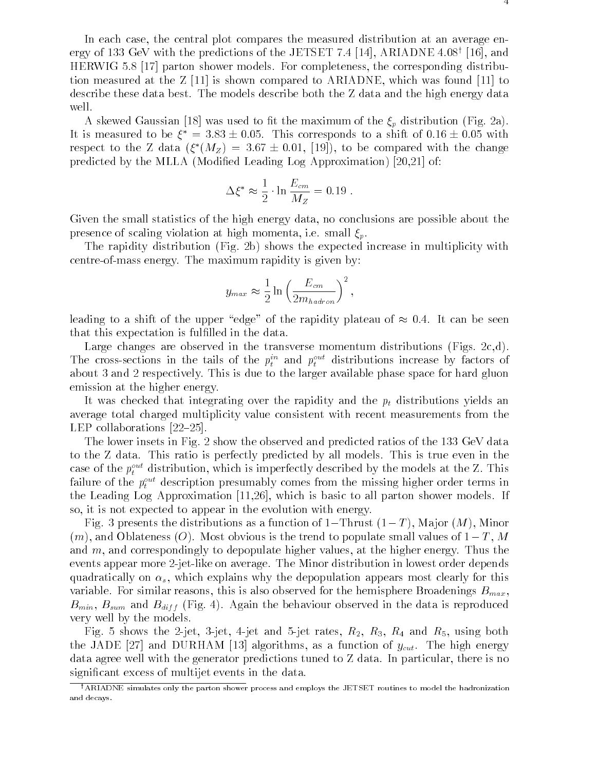In each case, the central plot compares the measured distribution at an average energy of 133 GeV with the predictions of the JETSET 7.4 [14], ARIADNE 4.08[†] [16], and HERWIG 5.8 [17] parton shower models. For completeness, the corresponding distribution measured at the Z [11] is shown compared to ARIADNE, which was found [11] to describe these data best. The models describe both the Z data and the high energy data well.

A skewed Gaussian [18] was used to fit the maximum of the $\xi_p$ distribution (Fig. 2a). It is measured to be $\xi^* = 3.83 \pm 0.05$. This corresponds to a shift of $0.16 \pm 0.05$ with respect to the Z data ($\xi^*(M_Z) = 3.67 \pm 0.01$, [19]), to be compared with the change predicted by the MLLA (Modified Leading Log Approximation) [20,21] of:

$$\Delta\xi^* \approx \frac{1}{2} \cdot \ln \frac{E_{cm}}{M_Z} = 0.19 \ .$$

Given the small statistics of the high energy data, no conclusions are possible about the presence of scaling violation at high momenta, i.e. small $\xi_p$.

The rapidity distribution (Fig. 2b) shows the expected increase in multiplicity with centre-of-mass energy. The maximum rapidity is given by:

$$y_{max} \approx \frac{1}{2} \ln \left( \frac{E_{cm}}{2m_{hadron}} \right)^2 ,$$

leading to a shift of the upper "edge" of the rapidity plateau of $\approx 0.4$. It can be seen that this expectation is fulfilled in the data.

Large changes are observed in the transverse momentum distributions (Figs. 2c,d). The cross-sections in the tails of the $p_t^{in}$ and $p_t^{out}$ distributions increase by factors of about 3 and 2 respectively. This is due to the larger available phase space for hard gluon emission at the higher energy.

It was checked that integrating over the rapidity and the $p_t$ distributions yields an average total charged multiplicity value consistent with recent measurements from the LEP collaborations [22–25].

The lower insets in Fig. 2 show the observed and predicted ratios of the 133 GeV data to the Z data. This ratio is perfectly predicted by all models. This is true even in the case of the $p_t^{out}$ distribution, which is imperfectly described by the models at the Z. This failure of the $p_t^{out}$ description presumably comes from the missing higher order terms in the Leading Log Approximation [11,26], which is basic to all parton shower models. If so, it is not expected to appear in the evolution with energy.

Fig. 3 presents the distributions as a function of 1−Thrust ($1-T$), Major ($M$), Minor ($m$), and Oblateness ($O$). Most obvious is the trend to populate small values of $1-T$, $M$ and $m$, and correspondingly to depopulate higher values, at the higher energy. Thus the events appear more 2-jet-like on average. The Minor distribution in lowest order depends quadratically on $\alpha_s$, which explains why the depopulation appears most clearly for this variable. For similar reasons, this is also observed for the hemisphere Broadenings $B_{max}$, $B_{min}$, $B_{sum}$ and $B_{diff}$ (Fig. 4). Again the behaviour observed in the data is reproduced very well by the models.

Fig. 5 shows the 2-jet, 3-jet, 4-jet and 5-jet rates, $R_2$, $R_3$, $R_4$ and $R_5$, using both the JADE [27] and DURHAM [13] algorithms, as a function of $y_{cut}$. The high energy data agree well with the generator predictions tuned to Z data. In particular, there is no significant excess of multijet events in the data.

[†] ARIADNE simulates only the parton shower process and employs the JETSET routines to model the hadronization and decays.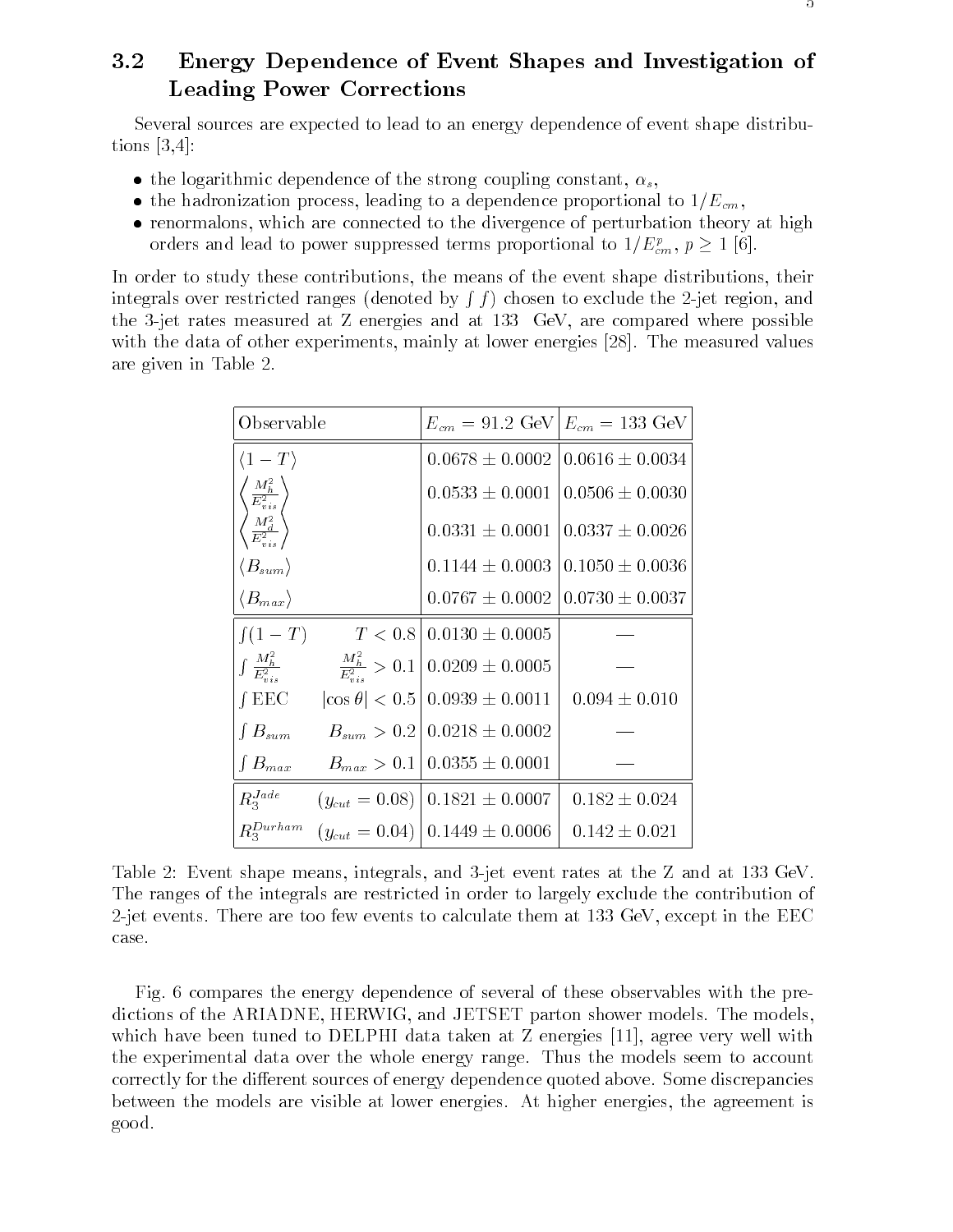## 3.2 Energy Dependence of Event Shapes and Investigation of Leading Power Corrections

Several sources are expected to lead to an energy dependence of event shape distributions [3,4]:

- the logarithmic dependence of the strong coupling constant, $\alpha_s$,
- the hadronization process, leading to a dependence proportional to $1/E_{cm}$,
- renormalons, which are connected to the divergence of perturbation theory at high orders and lead to power suppressed terms proportional to $1/E^p_{cm}$, $p \geq 1$ [6].

In order to study these contributions, the means of the event shape distributions, their integrals over restricted ranges (denoted by $\int f$) chosen to exclude the 2-jet region, and the 3-jet rates measured at Z energies and at 133 GeV, are compared where possible with the data of other experiments, mainly at lower energies [28]. The measured values are given in Table 2.

| Observable | | $E_{cm} = 91.2$ GeV | $E_{cm} = 133$ GeV |
|---|---|---|---|
| $\langle 1-T \rangle$ | | $0.0678 \pm 0.0002$ | $0.0616 \pm 0.0034$ |
| $\left\langle \frac{M_h^2}{E_{vis}^2} \right\rangle$ | | $0.0533 \pm 0.0001$ | $0.0506 \pm 0.0030$ |
| $\left\langle \frac{M_d^2}{E_{vis}^2} \right\rangle$ | | $0.0331 \pm 0.0001$ | $0.0337 \pm 0.0026$ |
| $\langle B_{sum} \rangle$ | | $0.1144 \pm 0.0003$ | $0.1050 \pm 0.0036$ |
| $\langle B_{max} \rangle$ | | $0.0767 \pm 0.0002$ | $0.0730 \pm 0.0037$ |
| $\int (1-T)$ | $T < 0.8$ | $0.0130 \pm 0.0005$ | — |
| $\int \frac{M_h^2}{E_{vis}^2}$ | $\frac{M_h^2}{E_{vis}^2} > 0.1$ | $0.0209 \pm 0.0005$ | — |
| $\int$ EEC | $\lvert\cos\theta\rvert < 0.5$ | $0.0939 \pm 0.0011$ | $0.094 \pm 0.010$ |
| $\int B_{sum}$ | $B_{sum} > 0.2$ | $0.0218 \pm 0.0002$ | — |
| $\int B_{max}$ | $B_{max} > 0.1$ | $0.0355 \pm 0.0001$ | — |
| $R_3^{Jade}$ | $(y_{cut} = 0.08)$ | $0.1821 \pm 0.0007$ | $0.182 \pm 0.024$ |
| $R_3^{Durham}$ | $(y_{cut} = 0.04)$ | $0.1449 \pm 0.0006$ | $0.142 \pm 0.021$ |

Table 2: Event shape means, integrals, and 3-jet event rates at the Z and at 133 GeV. The ranges of the integrals are restricted in order to largely exclude the contribution of 2-jet events. There are too few events to calculate them at 133 GeV, except in the EEC case.

Fig. 6 compares the energy dependence of several of these observables with the predictions of the ARIADNE, HERWIG, and JETSET parton shower models. The models, which have been tuned to DELPHI data taken at Z energies [11], agree very well with the experimental data over the whole energy range. Thus the models seem to account correctly for the different sources of energy dependence quoted above. Some discrepancies between the models are visible at lower energies. At higher energies, the agreement is good.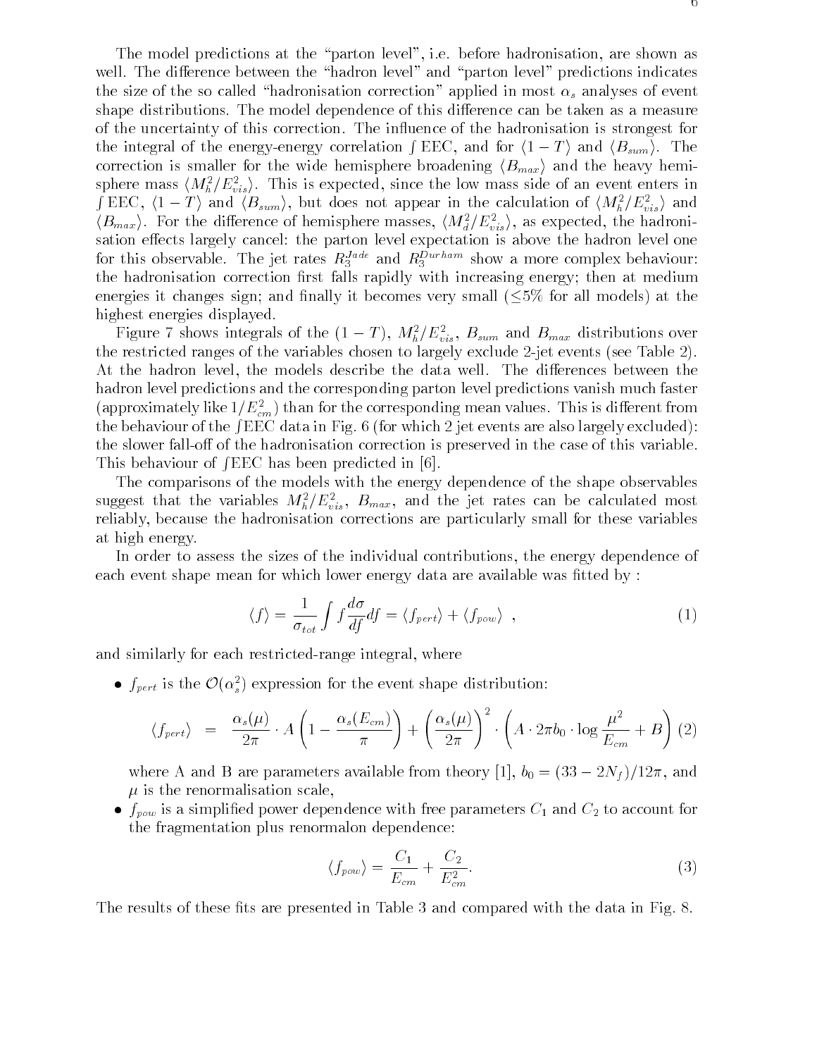The model predictions at the "parton level", i.e. before hadronisation, are shown as well. The difference between the "hadron level" and "parton level" predictions indicates the size of the so called "hadronisation correction" applied in most $\alpha_s$ analyses of event shape distributions. The model dependence of this difference can be taken as a measure of the uncertainty of this correction. The influence of the hadronisation is strongest for the integral of the energy-energy correlation $\int$ EEC, and for $\langle 1-T \rangle$ and $\langle B_{sum} \rangle$. The correction is smaller for the wide hemisphere broadening $\langle B_{max} \rangle$ and the heavy hemisphere mass $\langle M_h^2/E_{vis}^2 \rangle$. This is expected, since the low mass side of an event enters in $\int$ EEC, $\langle 1-T \rangle$ and $\langle B_{sum} \rangle$, but does not appear in the calculation of $\langle M_h^2/E_{vis}^2 \rangle$ and $\langle B_{max} \rangle$. For the difference of hemisphere masses, $\langle M_d^2/E_{vis}^2 \rangle$, as expected, the hadronisation effects largely cancel: the parton level expectation is above the hadron level one for this observable. The jet rates $R_3^{Jade}$ and $R_3^{Durham}$ show a more complex behaviour: the hadronisation correction first falls rapidly with increasing energy; then at medium energies it changes sign; and finally it becomes very small ($\leq$5% for all models) at the highest energies displayed.

Figure 7 shows integrals of the $(1-T)$, $M_h^2/E_{vis}^2$, $B_{sum}$ and $B_{max}$ distributions over the restricted ranges of the variables chosen to largely exclude 2-jet events (see Table 2). At the hadron level, the models describe the data well. The differences between the hadron level predictions and the corresponding parton level predictions vanish much faster (approximately like $1/E_{cm}^2$) than for the corresponding mean values. This is different from the behaviour of the $\int$EEC data in Fig. 6 (for which 2 jet events are also largely excluded): the slower fall-off of the hadronisation correction is preserved in the case of this variable. This behaviour of $\int$EEC has been predicted in [6].

The comparisons of the models with the energy dependence of the shape observables suggest that the variables $M_h^2/E_{vis}^2$, $B_{max}$, and the jet rates can be calculated most reliably, because the hadronisation corrections are particularly small for these variables at high energy.

In order to assess the sizes of the individual contributions, the energy dependence of each event shape mean for which lower energy data are available was fitted by :

$$\langle f \rangle = \frac{1}{\sigma_{tot}} \int f \frac{d\sigma}{df} df = \langle f_{pert} \rangle + \langle f_{pow} \rangle \ , \tag{1}$$

and similarly for each restricted-range integral, where

- $f_{pert}$ is the $\mathcal{O}(\alpha_s^2)$ expression for the event shape distribution:

$$\langle f_{pert} \rangle \ = \ \frac{\alpha_s(\mu)}{2\pi} \cdot A \left( 1 - \frac{\alpha_s(E_{cm})}{\pi} \right) + \left( \frac{\alpha_s(\mu)}{2\pi} \right)^2 \cdot \left( A \cdot 2\pi b_0 \cdot \log \frac{\mu^2}{E_{cm}} + B \right) \tag{2}$$

  where A and B are parameters available from theory [1], $b_0 = (33 - 2N_f)/12\pi$, and $\mu$ is the renormalisation scale,

- $f_{pow}$ is a simplified power dependence with free parameters $C_1$ and $C_2$ to account for the fragmentation plus renormalon dependence:

$$\langle f_{pow} \rangle = \frac{C_1}{E_{cm}} + \frac{C_2}{E_{cm}^2}. \tag{3}$$

The results of these fits are presented in Table 3 and compared with the data in Fig. 8.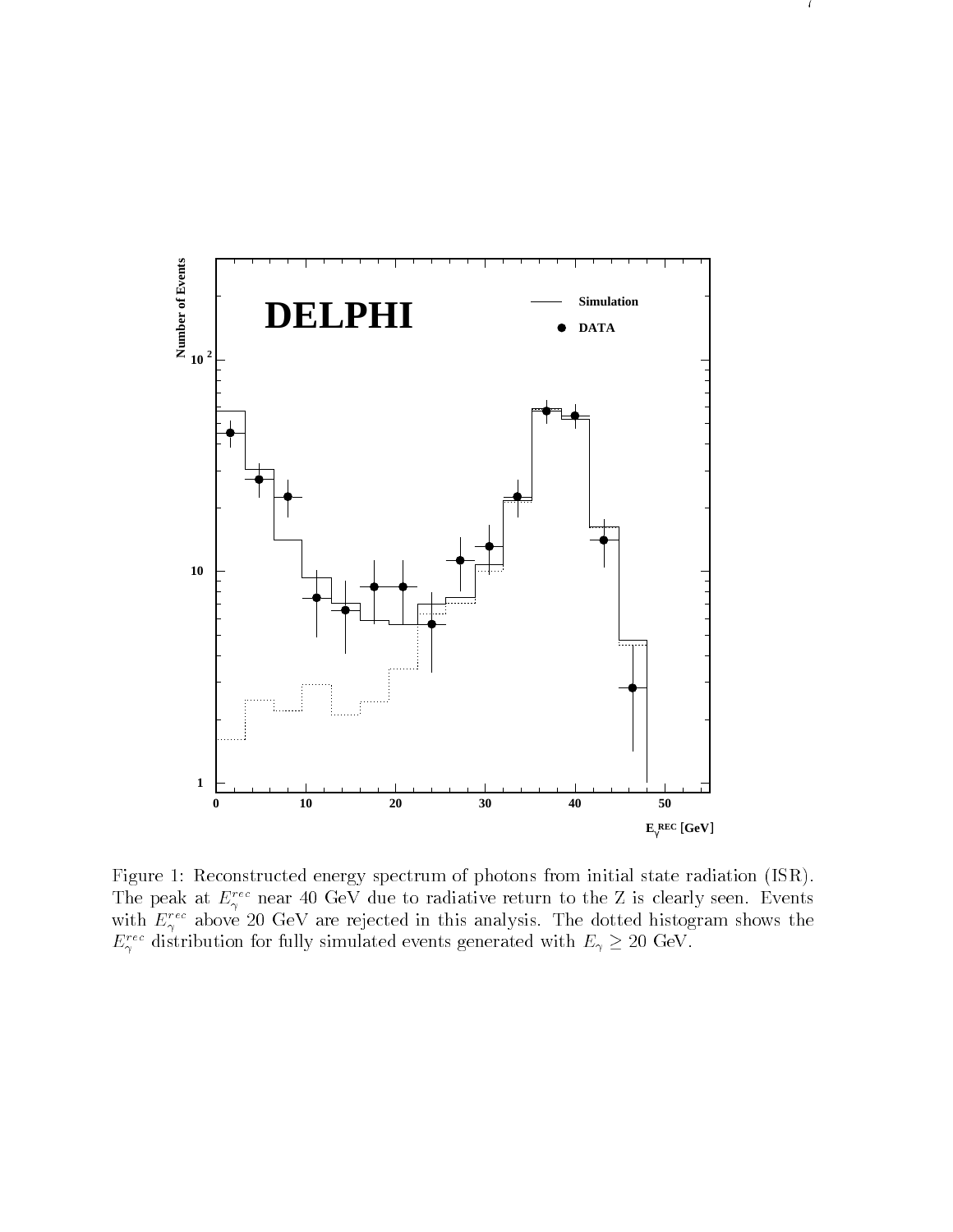Figure 1: Reconstructed energy spectrum of photons from initial state radiation (ISR). The peak at $E_\gamma^{rec}$ near 40 GeV due to radiative return to the Z is clearly seen. Events with $E_\gamma^{rec}$ above 20 GeV are rejected in this analysis. The dotted histogram shows the $E_\gamma^{rec}$ distribution for fully simulated events generated with $E_\gamma \geq 20$ GeV.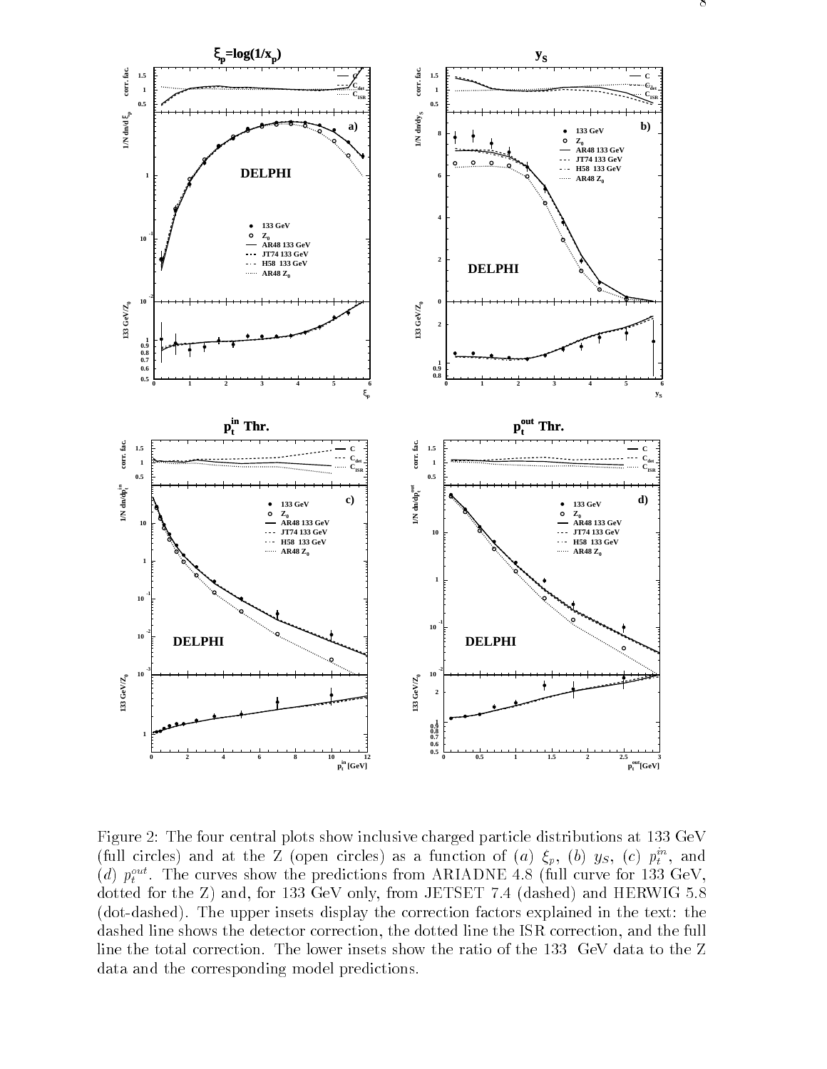Figure 2: The four central plots show inclusive charged particle distributions at 133 GeV (full circles) and at the Z (open circles) as a function of (*a*) $\xi_p$, (*b*) $y_S$, (*c*) $p_t^{in}$, and (*d*) $p_t^{out}$. The curves show the predictions from ARIADNE 4.8 (full curve for 133 GeV, dotted for the Z) and, for 133 GeV only, from JETSET 7.4 (dashed) and HERWIG 5.8 (dot-dashed). The upper insets display the correction factors explained in the text: the dashed line shows the detector correction, the dotted line the ISR correction, and the full line the total correction. The lower insets show the ratio of the 133 GeV data to the Z data and the corresponding model predictions.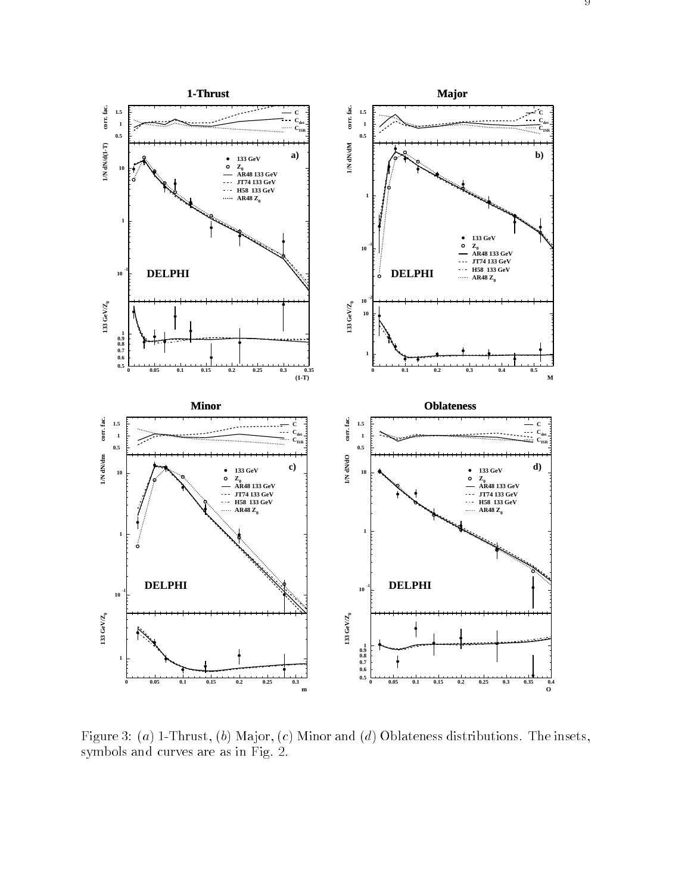Figure 3: (*a*) 1-Thrust, (*b*) Major, (*c*) Minor and (*d*) Oblateness distributions. The insets, symbols and curves are as in Fig. 2.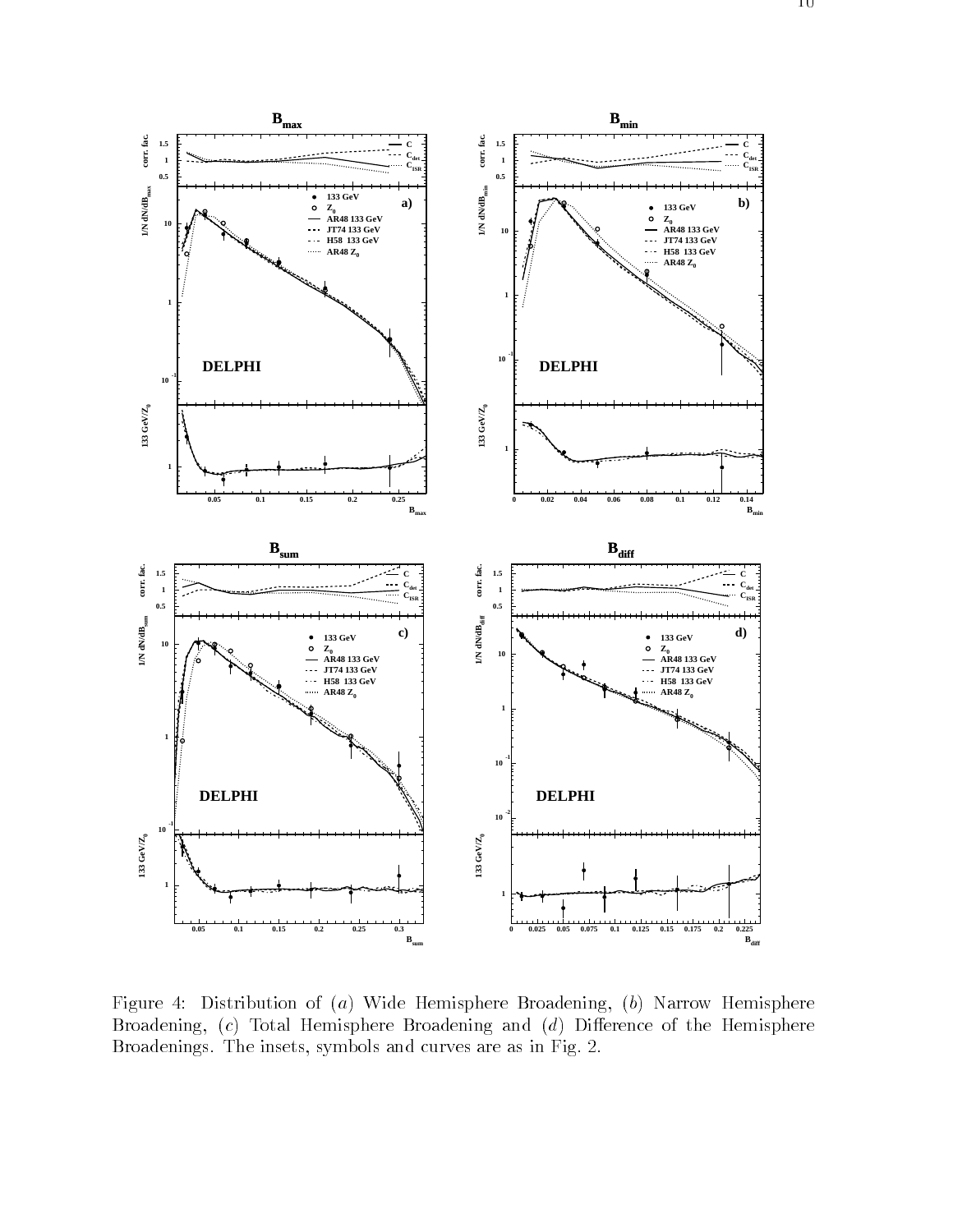Figure 4: Distribution of (*a*) Wide Hemisphere Broadening, (*b*) Narrow Hemisphere Broadening, (*c*) Total Hemisphere Broadening and (*d*) Difference of the Hemisphere Broadenings. The insets, symbols and curves are as in Fig. 2.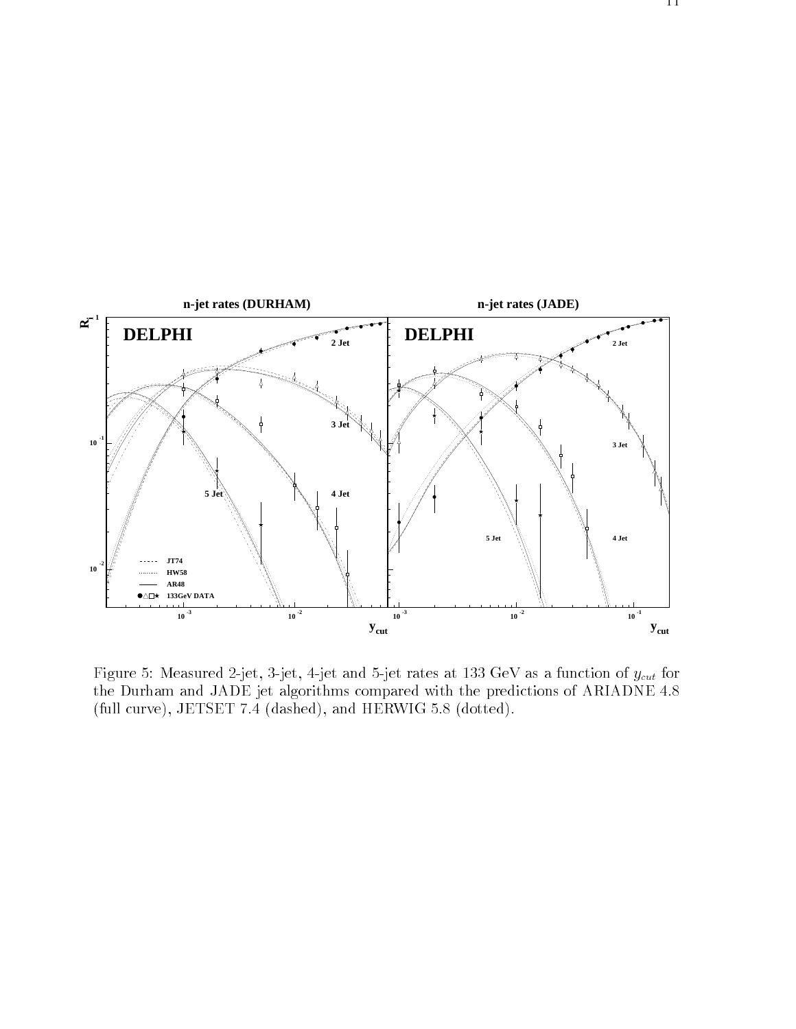Figure 5: Measured 2-jet, 3-jet, 4-jet and 5-jet rates at 133 GeV as a function of $y_{cut}$ for the Durham and JADE jet algorithms compared with the predictions of ARIADNE 4.8 (full curve), JETSET 7.4 (dashed), and HERWIG 5.8 (dotted).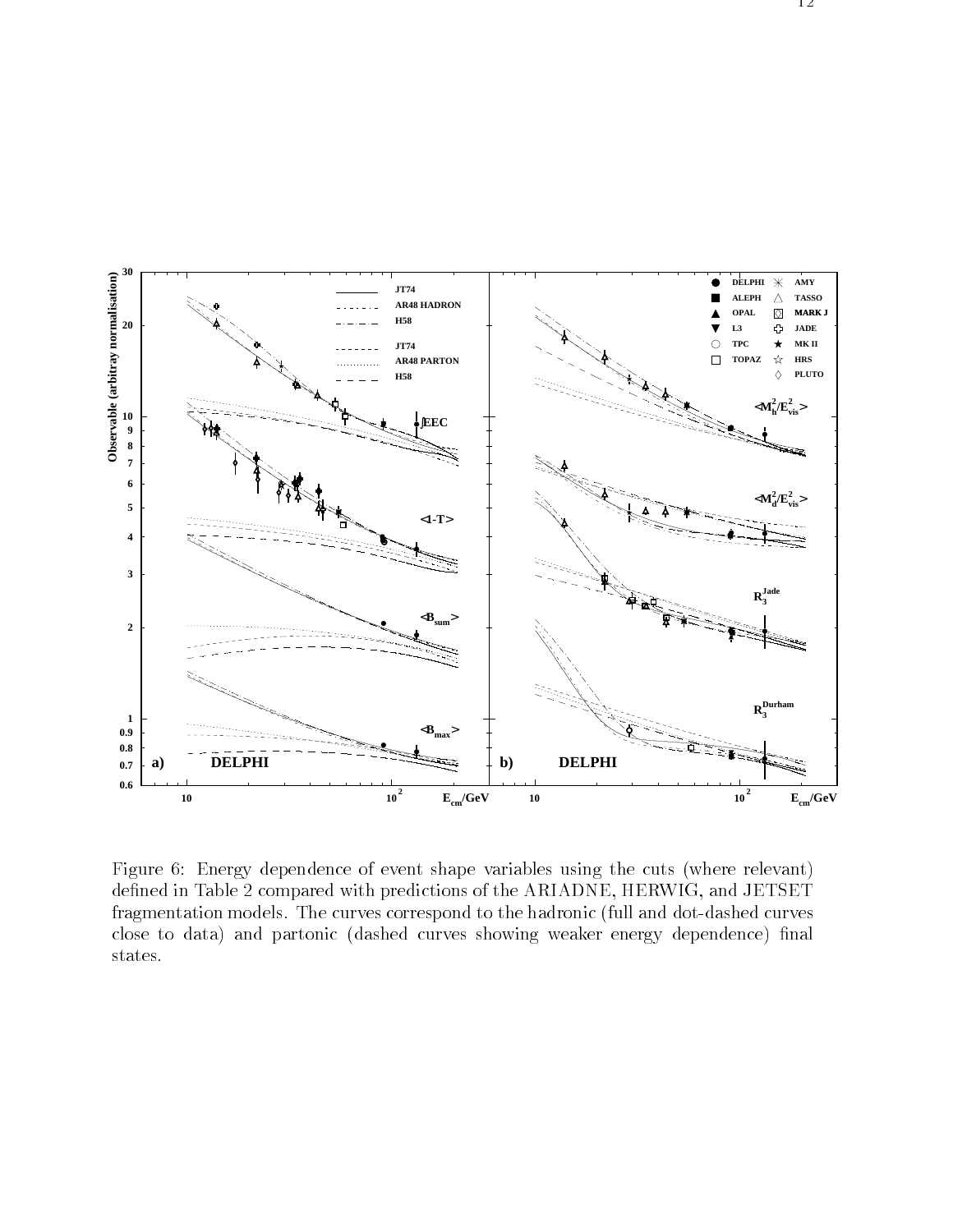Figure 6: Energy dependence of event shape variables using the cuts (where relevant) defined in Table 2 compared with predictions of the ARIADNE, HERWIG, and JETSET fragmentation models. The curves correspond to the hadronic (full and dot-dashed curves close to data) and partonic (dashed curves showing weaker energy dependence) final states.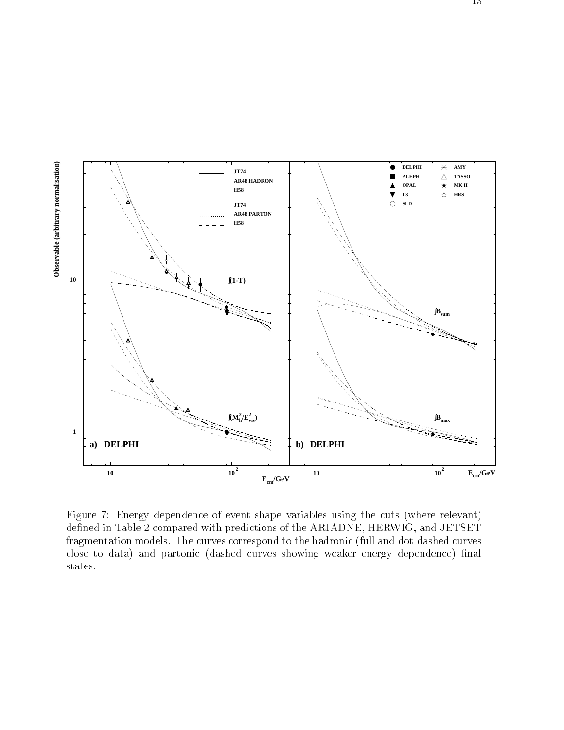Figure 7: Energy dependence of event shape variables using the cuts (where relevant) defined in Table 2 compared with predictions of the ARIADNE, HERWIG, and JETSET fragmentation models. The curves correspond to the hadronic (full and dot-dashed curves close to data) and partonic (dashed curves showing weaker energy dependence) final states.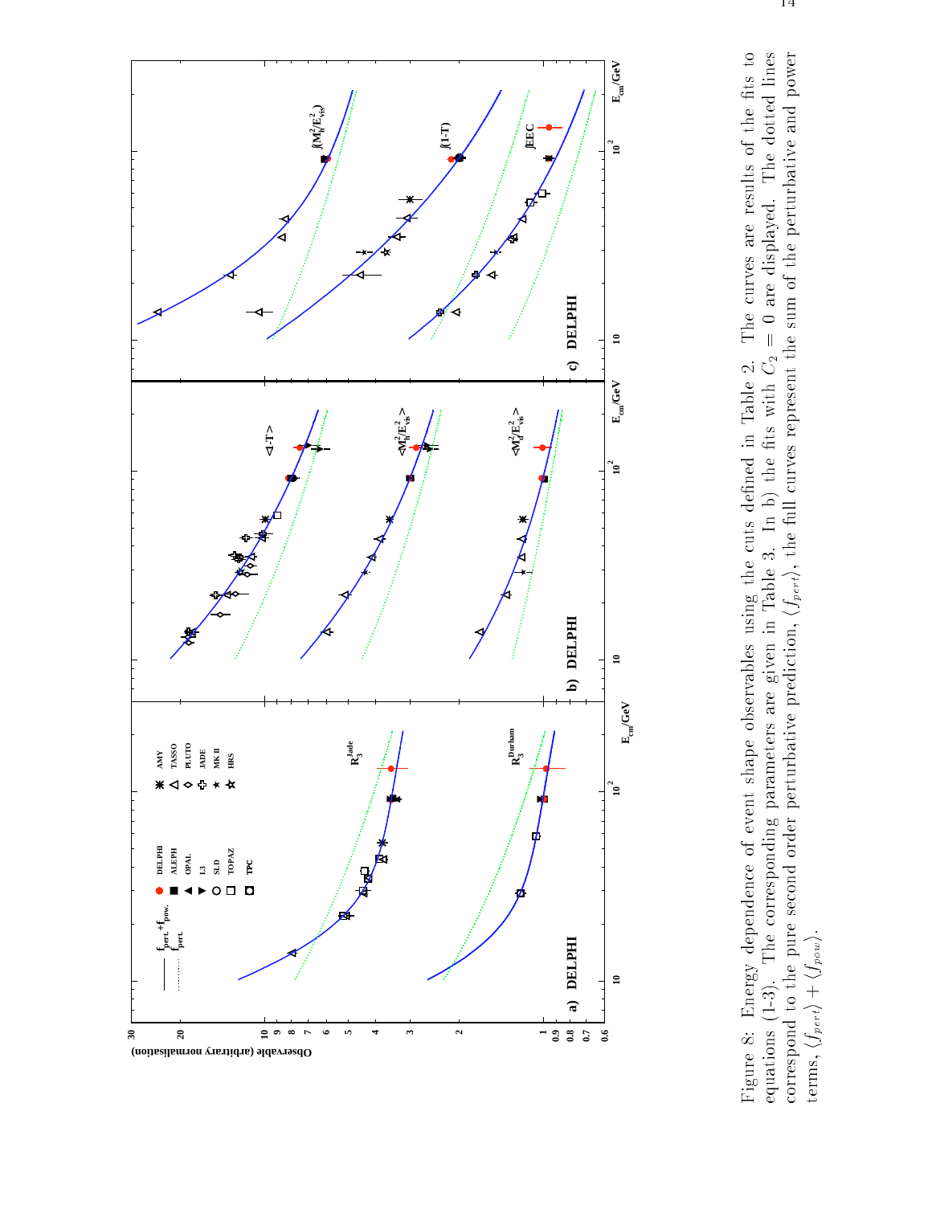Figure 8: Energy dependence of event shape observables using the cuts defined in Table 2. The curves are results of the fits to equations (1-3). The corresponding parameters are given in Table 3. In b) the fits with $C_2 = 0$ are displayed. The dotted lines correspond to the pure second order perturbative prediction, $\langle f_{pert} \rangle$, the full curves represent the sum of the perturbative and power terms, $\langle f_{pert} \rangle + \langle f_{pow} \rangle$.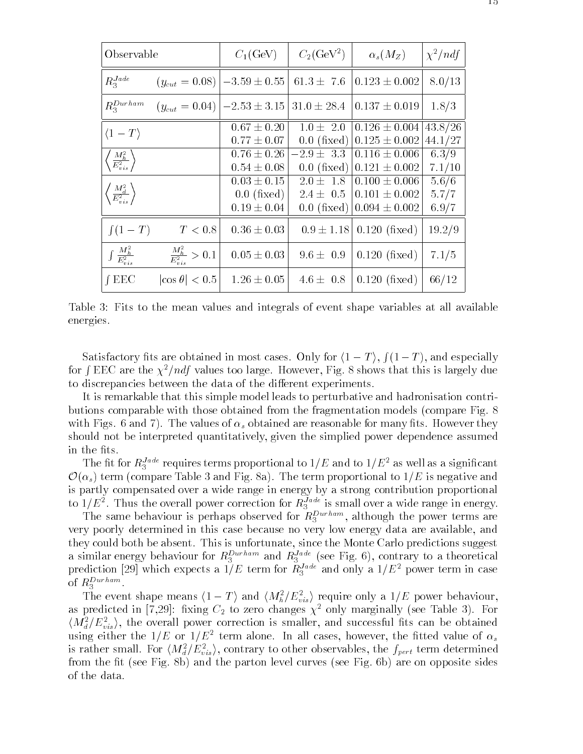| Observable | | $C_1$(GeV) | $C_2$(GeV$^2$) | $\alpha_s(M_Z)$ | $\chi^2/ndf$ |
|---|---|---|---|---|---|
| $R_3^{Jade}$ | $(y_{cut} = 0.08)$ | $-3.59 \pm 0.55$ | $61.3 \pm 7.6$ | $0.123 \pm 0.002$ | 8.0/13 |
| $R_3^{Durham}$ | $(y_{cut} = 0.04)$ | $-2.53 \pm 3.15$ | $31.0 \pm 28.4$ | $0.137 \pm 0.019$ | 1.8/3 |
| $\langle 1 - T \rangle$ | | $0.67 \pm 0.20$ | $1.0 \pm 2.0$ | $0.126 \pm 0.004$ | 43.8/26 |
| | | $0.77 \pm 0.07$ | 0.0 (fixed) | $0.125 \pm 0.002$ | 44.1/27 |
| $\left\langle \frac{M_h^2}{E_{vis}^2} \right\rangle$ | | $0.76 \pm 0.26$ | $-2.9 \pm 3.3$ | $0.116 \pm 0.006$ | 6.3/9 |
| | | $0.54 \pm 0.08$ | 0.0 (fixed) | $0.121 \pm 0.002$ | 7.1/10 |
| $\left\langle \frac{M_d^2}{E_{vis}^2} \right\rangle$ | | $0.03 \pm 0.15$ | $2.0 \pm 1.8$ | $0.100 \pm 0.006$ | 5.6/6 |
| | | 0.0 (fixed) | $2.4 \pm 0.5$ | $0.101 \pm 0.002$ | 5.7/7 |
| | | $0.19 \pm 0.04$ | 0.0 (fixed) | $0.094 \pm 0.002$ | 6.9/7 |
| $\int(1 - T)$ | $T < 0.8$ | $0.36 \pm 0.03$ | $0.9 \pm 1.18$ | 0.120 (fixed) | 19.2/9 |
| $\int \frac{M_h^2}{E_{vis}^2}$ | $\frac{M_h^2}{E_{vis}^2} > 0.1$ | $0.05 \pm 0.03$ | $9.6 \pm 0.9$ | 0.120 (fixed) | 7.1/5 |
| $\int$ EEC | $\lvert\cos\theta\rvert < 0.5$ | $1.26 \pm 0.05$ | $4.6 \pm 0.8$ | 0.120 (fixed) | 66/12 |

Table 3: Fits to the mean values and integrals of event shape variables at all available energies.

Satisfactory fits are obtained in most cases. Only for $\langle 1 - T \rangle$, $\int(1 - T)$, and especially for $\int$ EEC are the $\chi^2/ndf$ values too large. However, Fig. 8 shows that this is largely due to discrepancies between the data of the different experiments.

It is remarkable that this simple model leads to perturbative and hadronisation contributions comparable with those obtained from the fragmentation models (compare Fig. 8 with Figs. 6 and 7). The values of $\alpha_s$ obtained are reasonable for many fits. However they should not be interpreted quantitatively, given the simplied power dependence assumed in the fits.

The fit for $R_3^{Jade}$ requires terms proportional to $1/E$ and to $1/E^2$ as well as a significant $\mathcal{O}(\alpha_s)$ term (compare Table 3 and Fig. 8a). The term proportional to $1/E$ is negative and is partly compensated over a wide range in energy by a strong contribution proportional to $1/E^2$. Thus the overall power correction for $R_3^{Jade}$ is small over a wide range in energy.

The same behaviour is perhaps observed for $R_3^{Durham}$, although the power terms are very poorly determined in this case because no very low energy data are available, and they could both be absent. This is unfortunate, since the Monte Carlo predictions suggest a similar energy behaviour for $R_3^{Durham}$ and $R_3^{Jade}$ (see Fig. 6), contrary to a theoretical prediction [29] which expects a $1/E$ term for $R_3^{Jade}$ and only a $1/E^2$ power term in case of $R_3^{Durham}$.

The event shape means $\langle 1 - T \rangle$ and $\langle M_h^2/E_{vis}^2 \rangle$ require only a $1/E$ power behaviour, as predicted in [7,29]: fixing $C_2$ to zero changes $\chi^2$ only marginally (see Table 3). For $\langle M_d^2/E_{vis}^2 \rangle$, the overall power correction is smaller, and successful fits can be obtained using either the $1/E$ or $1/E^2$ term alone. In all cases, however, the fitted value of $\alpha_s$ is rather small. For $\langle M_d^2/E_{vis}^2 \rangle$, contrary to other observables, the $f_{pert}$ term determined from the fit (see Fig. 8b) and the parton level curves (see Fig. 6b) are on opposite sides of the data.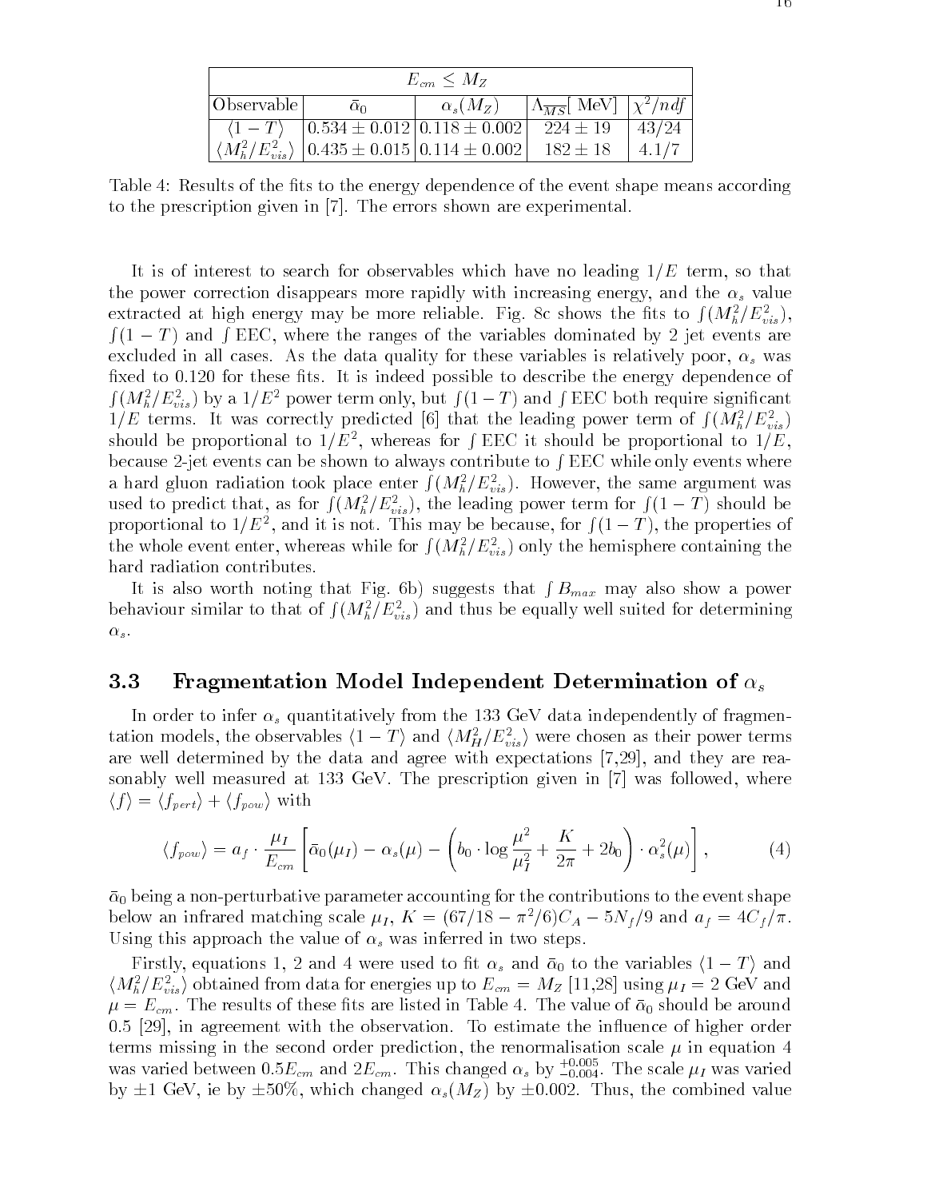| $E_{cm} \leq M_Z$ | | | | |
|---|---|---|---|---|
| Observable | $\bar{\alpha}_0$ | $\alpha_s(M_Z)$ | $\Lambda_{\overline{MS}}$[ MeV] | $\chi^2/ndf$ |
| $\langle 1-T \rangle$ | $0.534 \pm 0.012$ | $0.118 \pm 0.002$ | $224 \pm 19$ | 43/24 |
| $\langle M_h^2/E_{vis}^2 \rangle$ | $0.435 \pm 0.015$ | $0.114 \pm 0.002$ | $182 \pm 18$ | 4.1/7 |

Table 4: Results of the fits to the energy dependence of the event shape means according to the prescription given in [7]. The errors shown are experimental.

It is of interest to search for observables which have no leading $1/E$ term, so that the power correction disappears more rapidly with increasing energy, and the $\alpha_s$ value extracted at high energy may be more reliable. Fig. 8c shows the fits to $\int(M_h^2/E_{vis}^2)$, $\int(1-T)$ and $\int$ EEC, where the ranges of the variables dominated by 2 jet events are excluded in all cases. As the data quality for these variables is relatively poor, $\alpha_s$ was fixed to 0.120 for these fits. It is indeed possible to describe the energy dependence of $\int(M_h^2/E_{vis}^2)$ by a $1/E^2$ power term only, but $\int(1-T)$ and $\int$ EEC both require significant $1/E$ terms. It was correctly predicted [6] that the leading power term of $\int(M_h^2/E_{vis}^2)$ should be proportional to $1/E^2$, whereas for $\int$ EEC it should be proportional to $1/E$, because 2-jet events can be shown to always contribute to $\int$ EEC while only events where a hard gluon radiation took place enter $\int(M_h^2/E_{vis}^2)$. However, the same argument was used to predict that, as for $\int(M_h^2/E_{vis}^2)$, the leading power term for $\int(1-T)$ should be proportional to $1/E^2$, and it is not. This may be because, for $\int(1-T)$, the properties of the whole event enter, whereas while for $\int(M_h^2/E_{vis}^2)$ only the hemisphere containing the hard radiation contributes.

It is also worth noting that Fig. 6b) suggests that $\int B_{max}$ may also show a power behaviour similar to that of $\int(M_h^2/E_{vis}^2)$ and thus be equally well suited for determining $\alpha_s$.

## 3.3 Fragmentation Model Independent Determination of $\alpha_s$

In order to infer $\alpha_s$ quantitatively from the 133 GeV data independently of fragmentation models, the observables $\langle 1-T \rangle$ and $\langle M_H^2/E_{vis}^2 \rangle$ were chosen as their power terms are well determined by the data and agree with expectations [7,29], and they are reasonably well measured at 133 GeV. The prescription given in [7] was followed, where $\langle f \rangle = \langle f_{pert} \rangle + \langle f_{pow} \rangle$ with

$$\langle f_{pow} \rangle = a_f \cdot \frac{\mu_I}{E_{cm}} \left[ \bar{\alpha}_0(\mu_I) - \alpha_s(\mu) - \left( b_0 \cdot \log \frac{\mu^2}{\mu_I^2} + \frac{K}{2\pi} + 2b_0 \right) \cdot \alpha_s^2(\mu) \right], \tag{4}$$

$\bar{\alpha}_0$ being a non-perturbative parameter accounting for the contributions to the event shape below an infrared matching scale $\mu_I$, $K = (67/18 - \pi^2/6)C_A - 5N_f/9$ and $a_f = 4C_f/\pi$. Using this approach the value of $\alpha_s$ was inferred in two steps.

Firstly, equations 1, 2 and 4 were used to fit $\alpha_s$ and $\bar{\alpha}_0$ to the variables $\langle 1-T \rangle$ and $\langle M_h^2/E_{vis}^2 \rangle$ obtained from data for energies up to $E_{cm} = M_Z$ [11,28] using $\mu_I = 2$ GeV and $\mu = E_{cm}$. The results of these fits are listed in Table 4. The value of $\bar{\alpha}_0$ should be around 0.5 [29], in agreement with the observation. To estimate the influence of higher order terms missing in the second order prediction, the renormalisation scale $\mu$ in equation 4 was varied between $0.5E_{cm}$ and $2E_{cm}$. This changed $\alpha_s$ by $^{+0.005}_{-0.004}$. The scale $\mu_I$ was varied by $\pm 1$ GeV, ie by $\pm 50\%$, which changed $\alpha_s(M_Z)$ by $\pm 0.002$. Thus, the combined value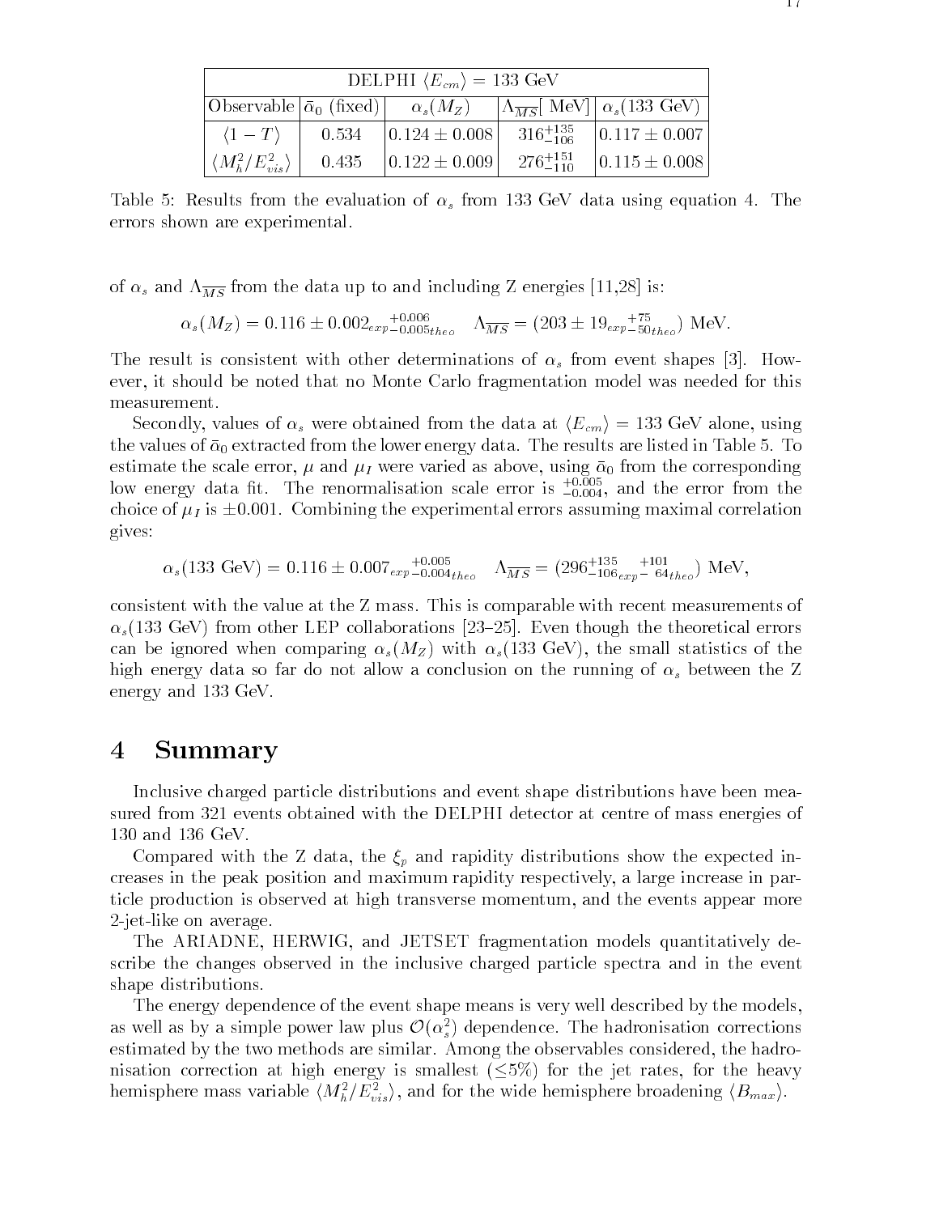| DELPHI $\langle E_{cm} \rangle = 133$ GeV | | | | |
|---|---|---|---|---|
| Observable | $\bar{\alpha}_0$ (fixed) | $\alpha_s(M_Z)$ | $\Lambda_{\overline{MS}}$[ MeV] | $\alpha_s$(133 GeV) |
| $\langle 1-T \rangle$ | 0.534 | $0.124 \pm 0.008$ | $316^{+135}_{-106}$ | $0.117 \pm 0.007$ |
| $\langle M_h^2/E_{vis}^2 \rangle$ | 0.435 | $0.122 \pm 0.009$ | $276^{+151}_{-110}$ | $0.115 \pm 0.008$ |

Table 5: Results from the evaluation of $\alpha_s$ from 133 GeV data using equation 4. The errors shown are experimental.

of $\alpha_s$ and $\Lambda_{\overline{MS}}$ from the data up to and including Z energies [11,28] is:

$$\alpha_s(M_Z) = 0.116 \pm 0.002_{exp}{}^{+0.006}_{-0.005}{}_{theo} \quad \Lambda_{\overline{MS}} = (203 \pm 19_{exp}{}^{+75}_{-50}{}_{theo}) \text{ MeV}.$$

The result is consistent with other determinations of $\alpha_s$ from event shapes [3]. However, it should be noted that no Monte Carlo fragmentation model was needed for this measurement.

Secondly, values of $\alpha_s$ were obtained from the data at $\langle E_{cm} \rangle = 133$ GeV alone, using the values of $\bar{\alpha}_0$ extracted from the lower energy data. The results are listed in Table 5. To estimate the scale error, $\mu$ and $\mu_I$ were varied as above, using $\bar{\alpha}_0$ from the corresponding low energy data fit. The renormalisation scale error is $^{+0.005}_{-0.004}$, and the error from the choice of $\mu_I$ is $\pm 0.001$. Combining the experimental errors assuming maximal correlation gives:

$$\alpha_s(133 \text{ GeV}) = 0.116 \pm 0.007_{exp}{}^{+0.005}_{-0.004}{}_{theo} \quad \Lambda_{\overline{MS}} = (296^{+135}_{-106}{}_{exp}{}^{+101}_{-\ 64}{}_{theo}) \text{ MeV},$$

consistent with the value at the Z mass. This is comparable with recent measurements of $\alpha_s$(133 GeV) from other LEP collaborations [23–25]. Even though the theoretical errors can be ignored when comparing $\alpha_s(M_Z)$ with $\alpha_s$(133 GeV), the small statistics of the high energy data so far do not allow a conclusion on the running of $\alpha_s$ between the Z energy and 133 GeV.

# 4 Summary

Inclusive charged particle distributions and event shape distributions have been measured from 321 events obtained with the DELPHI detector at centre of mass energies of 130 and 136 GeV.

Compared with the Z data, the $\xi_p$ and rapidity distributions show the expected increases in the peak position and maximum rapidity respectively, a large increase in particle production is observed at high transverse momentum, and the events appear more 2-jet-like on average.

The ARIADNE, HERWIG, and JETSET fragmentation models quantitatively describe the changes observed in the inclusive charged particle spectra and in the event shape distributions.

The energy dependence of the event shape means is very well described by the models, as well as by a simple power law plus $\mathcal{O}(\alpha_s^2)$ dependence. The hadronisation corrections estimated by the two methods are similar. Among the observables considered, the hadronisation correction at high energy is smallest ($\leq$5%) for the jet rates, for the heavy hemisphere mass variable $\langle M_h^2/E_{vis}^2 \rangle$, and for the wide hemisphere broadening $\langle B_{max} \rangle$.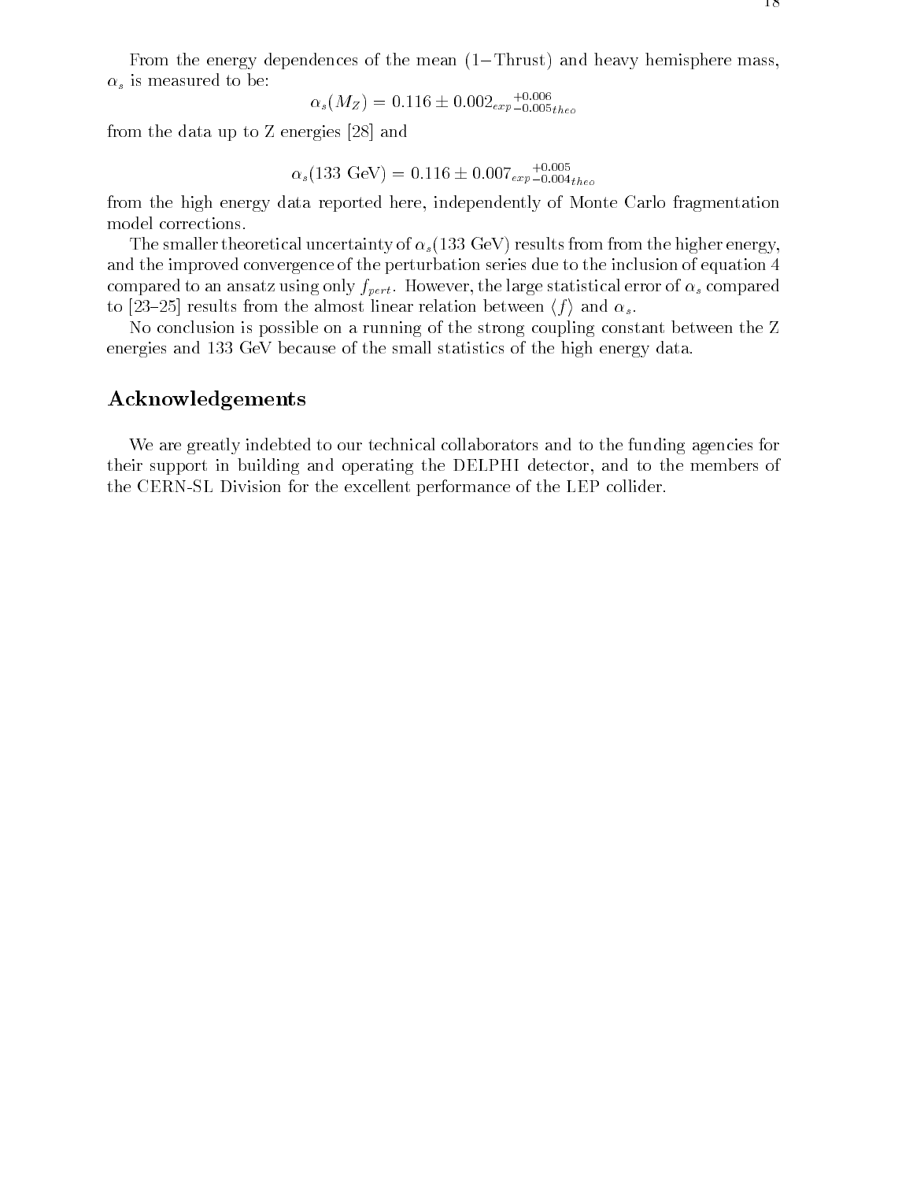From the energy dependences of the mean (1−Thrust) and heavy hemisphere mass, $\alpha_s$ is measured to be:

$$\alpha_s(M_Z) = 0.116 \pm 0.002_{exp}{}^{+0.006}_{-0.005}{}_{theo}$$

from the data up to Z energies [28] and

$$\alpha_s(133 \text{ GeV}) = 0.116 \pm 0.007_{exp}{}^{+0.005}_{-0.004}{}_{theo}$$

from the high energy data reported here, independently of Monte Carlo fragmentation model corrections.

The smaller theoretical uncertainty of $\alpha_s(133 \text{ GeV})$ results from from the higher energy, and the improved convergence of the perturbation series due to the inclusion of equation 4 compared to an ansatz using only $f_{pert}$. However, the large statistical error of $\alpha_s$ compared to [23–25] results from the almost linear relation between $\langle f \rangle$ and $\alpha_s$.

No conclusion is possible on a running of the strong coupling constant between the Z energies and 133 GeV because of the small statistics of the high energy data.

## Acknowledgements

We are greatly indebted to our technical collaborators and to the funding agencies for their support in building and operating the DELPHI detector, and to the members of the CERN-SL Division for the excellent performance of the LEP collider.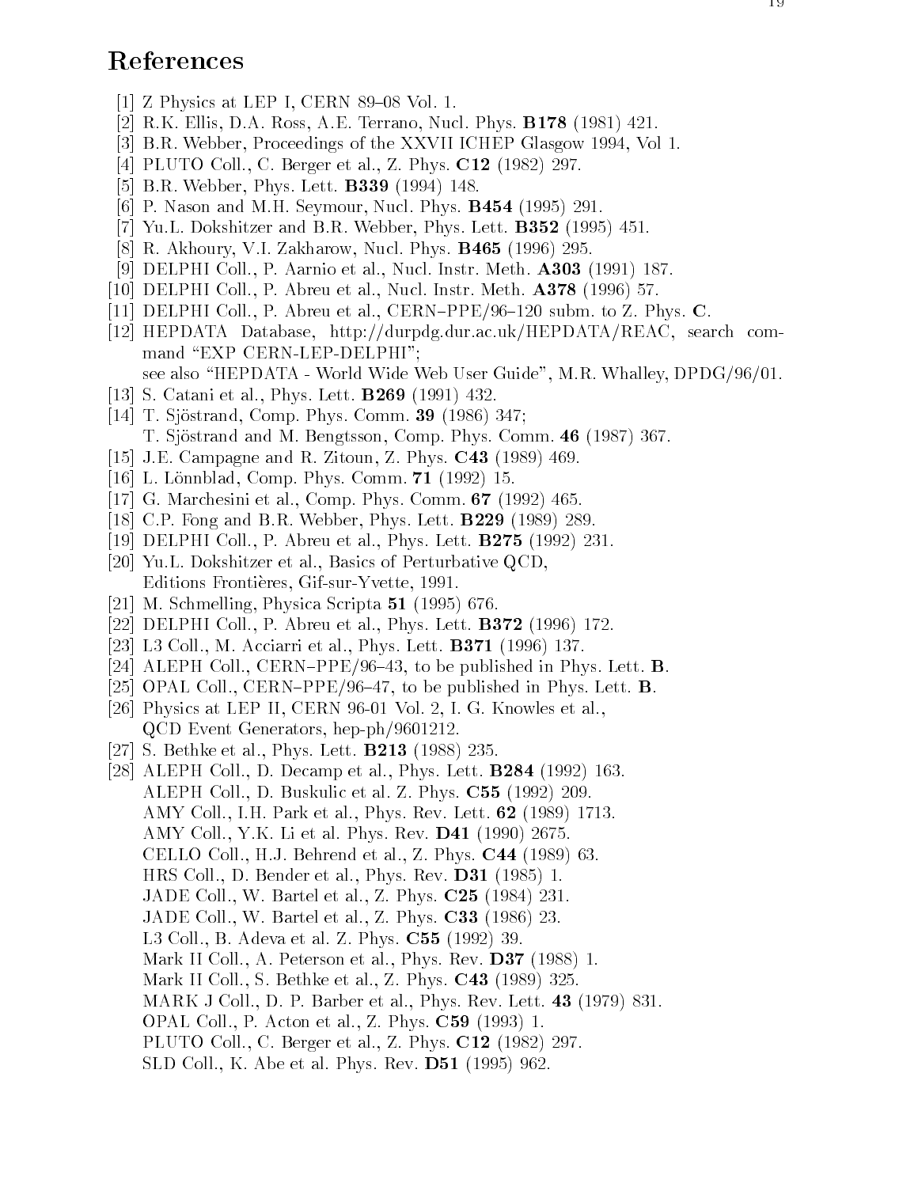# References

[1] Z Physics at LEP I, CERN 89–08 Vol. 1.

[2] R.K. Ellis, D.A. Ross, A.E. Terrano, Nucl. Phys. **B178** (1981) 421.

[3] B.R. Webber, Proceedings of the XXVII ICHEP Glasgow 1994, Vol 1.

[4] PLUTO Coll., C. Berger et al., Z. Phys. **C12** (1982) 297.

[5] B.R. Webber, Phys. Lett. **B339** (1994) 148.

[6] P. Nason and M.H. Seymour, Nucl. Phys. **B454** (1995) 291.

[7] Yu.L. Dokshitzer and B.R. Webber, Phys. Lett. **B352** (1995) 451.

[8] R. Akhoury, V.I. Zakharow, Nucl. Phys. **B465** (1996) 295.

[9] DELPHI Coll., P. Aarnio et al., Nucl. Instr. Meth. **A303** (1991) 187.

[10] DELPHI Coll., P. Abreu et al., Nucl. Instr. Meth. **A378** (1996) 57.

[11] DELPHI Coll., P. Abreu et al., CERN–PPE/96–120 subm. to Z. Phys. **C**.

[12] HEPDATA Database, http://durpdg.dur.ac.uk/HEPDATA/REAC, search command "EXP CERN-LEP-DELPHI";
see also "HEPDATA - World Wide Web User Guide", M.R. Whalley, DPDG/96/01.

[13] S. Catani et al., Phys. Lett. **B269** (1991) 432.

[14] T. Sjöstrand, Comp. Phys. Comm. **39** (1986) 347;
T. Sjöstrand and M. Bengtsson, Comp. Phys. Comm. **46** (1987) 367.

[15] J.E. Campagne and R. Zitoun, Z. Phys. **C43** (1989) 469.

[16] L. Lönnblad, Comp. Phys. Comm. **71** (1992) 15.

[17] G. Marchesini et al., Comp. Phys. Comm. **67** (1992) 465.

[18] C.P. Fong and B.R. Webber, Phys. Lett. **B229** (1989) 289.

[19] DELPHI Coll., P. Abreu et al., Phys. Lett. **B275** (1992) 231.

[20] Yu.L. Dokshitzer et al., Basics of Perturbative QCD,
Editions Frontières, Gif-sur-Yvette, 1991.

[21] M. Schmelling, Physica Scripta **51** (1995) 676.

[22] DELPHI Coll., P. Abreu et al., Phys. Lett. **B372** (1996) 172.

[23] L3 Coll., M. Acciarri et al., Phys. Lett. **B371** (1996) 137.

[24] ALEPH Coll., CERN–PPE/96–43, to be published in Phys. Lett. **B**.

[25] OPAL Coll., CERN–PPE/96–47, to be published in Phys. Lett. **B**.

[26] Physics at LEP II, CERN 96-01 Vol. 2, I. G. Knowles et al.,
QCD Event Generators, hep-ph/9601212.

[27] S. Bethke et al., Phys. Lett. **B213** (1988) 235.

[28] ALEPH Coll., D. Decamp et al., Phys. Lett. **B284** (1992) 163.
ALEPH Coll., D. Buskulic et al. Z. Phys. **C55** (1992) 209.
AMY Coll., I.H. Park et al., Phys. Rev. Lett. **62** (1989) 1713.
AMY Coll., Y.K. Li et al. Phys. Rev. **D41** (1990) 2675.
CELLO Coll., H.J. Behrend et al., Z. Phys. **C44** (1989) 63.
HRS Coll., D. Bender et al., Phys. Rev. **D31** (1985) 1.
JADE Coll., W. Bartel et al., Z. Phys. **C25** (1984) 231.
JADE Coll., W. Bartel et al., Z. Phys. **C33** (1986) 23.
L3 Coll., B. Adeva et al. Z. Phys. **C55** (1992) 39.
Mark II Coll., A. Peterson et al., Phys. Rev. **D37** (1988) 1.
Mark II Coll., S. Bethke et al., Z. Phys. **C43** (1989) 325.
MARK J Coll., D. P. Barber et al., Phys. Rev. Lett. **43** (1979) 831.
OPAL Coll., P. Acton et al., Z. Phys. **C59** (1993) 1.
PLUTO Coll., C. Berger et al., Z. Phys. **C12** (1982) 297.
SLD Coll., K. Abe et al. Phys. Rev. **D51** (1995) 962.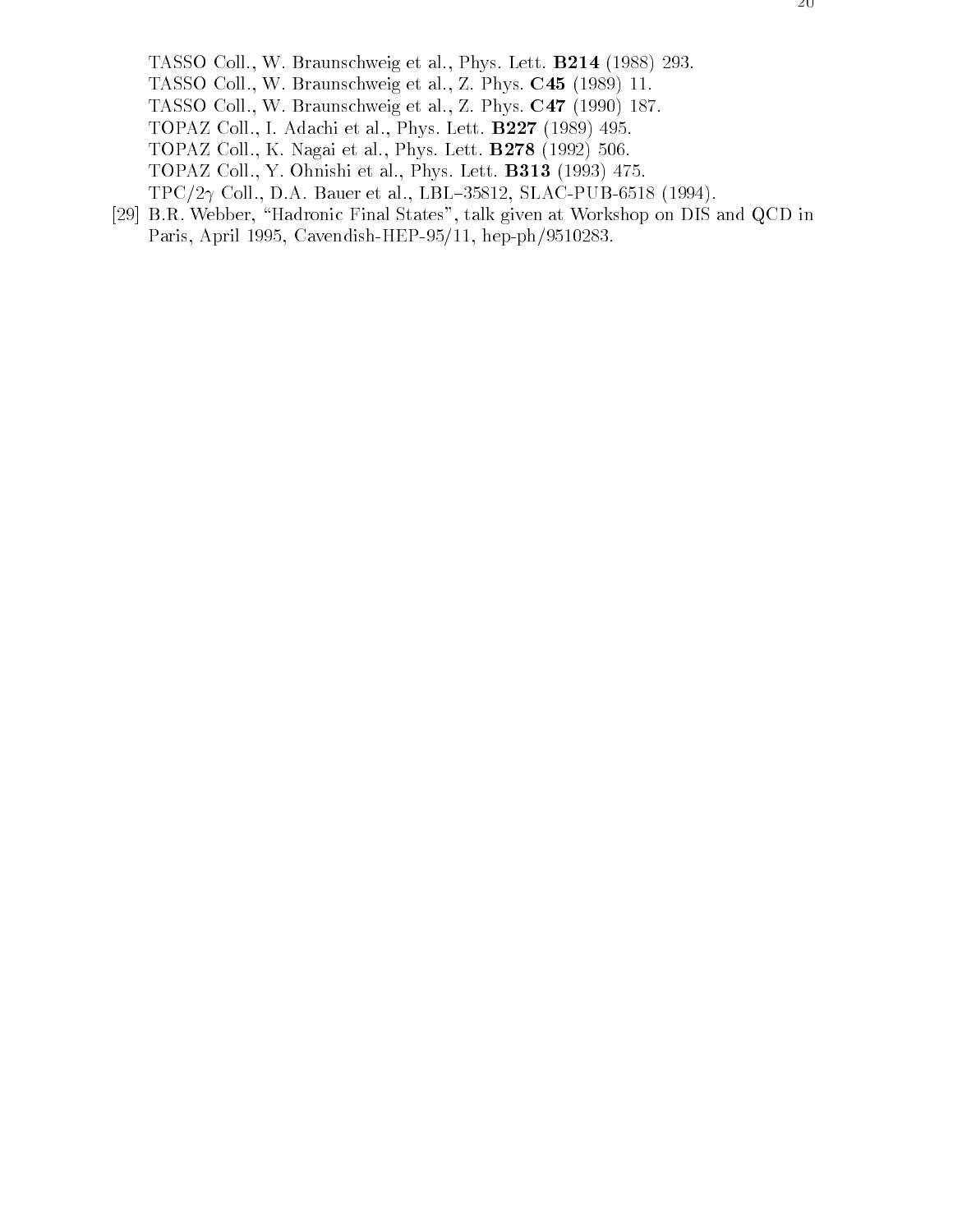TASSO Coll., W. Braunschweig et al., Phys. Lett. **B214** (1988) 293.
TASSO Coll., W. Braunschweig et al., Z. Phys. **C45** (1989) 11.
TASSO Coll., W. Braunschweig et al., Z. Phys. **C47** (1990) 187.
TOPAZ Coll., I. Adachi et al., Phys. Lett. **B227** (1989) 495.
TOPAZ Coll., K. Nagai et al., Phys. Lett. **B278** (1992) 506.
TOPAZ Coll., Y. Ohnishi et al., Phys. Lett. **B313** (1993) 475.
TPC/$2\gamma$ Coll., D.A. Bauer et al., LBL–35812, SLAC-PUB-6518 (1994).

[29] B.R. Webber, "Hadronic Final States", talk given at Workshop on DIS and QCD in Paris, April 1995, Cavendish-HEP-95/11, hep-ph/9510283.